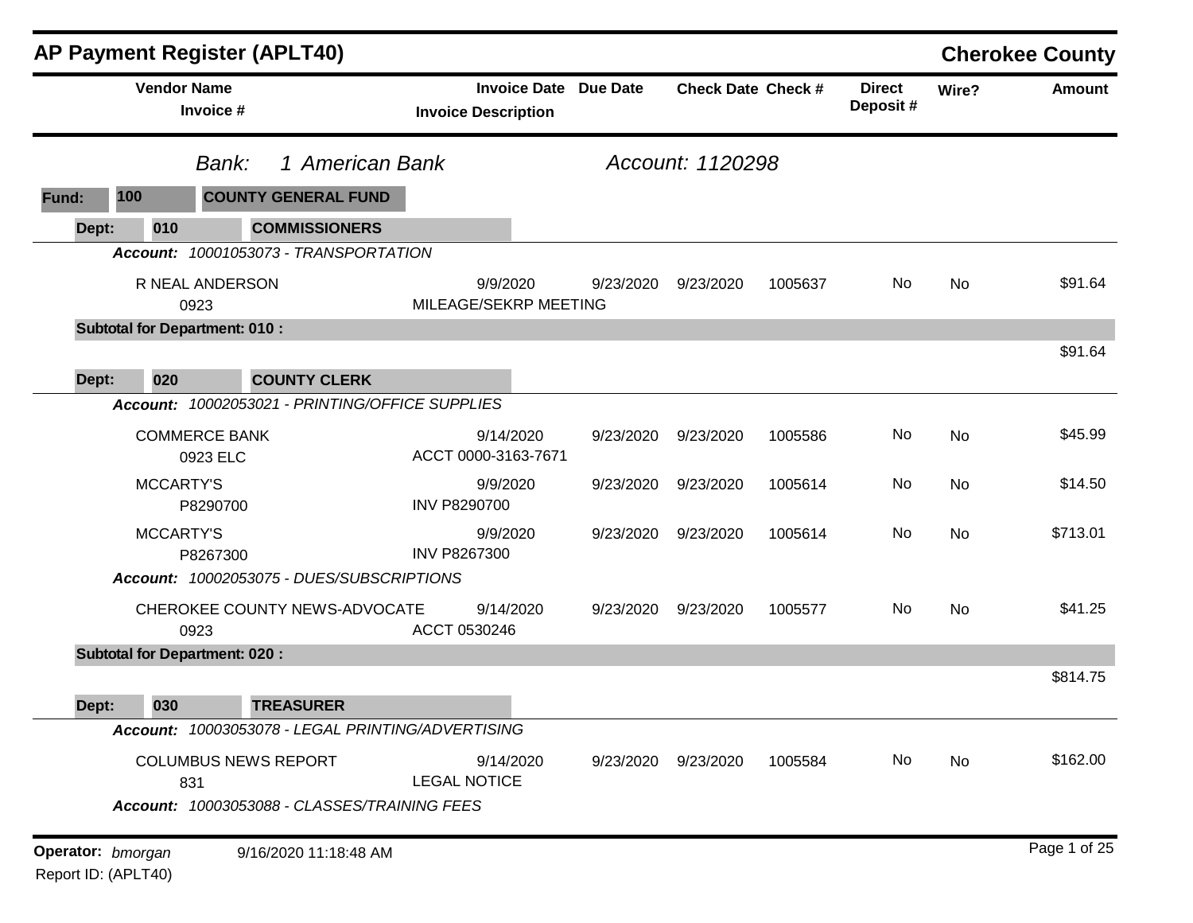# AP Payment Register (APLT40)

**Cherokee County**

| Vendor Name / Invoice # | Invoice Date / Invoice Description | Due Date | Check Date | Check # | Direct Deposit # | Wire? | Amount |
|---|---|---|---|---|---|---|---|

*Bank: 1 American Bank* *Account: 1120298*

**Fund: 100 COUNTY GENERAL FUND**

**Dept: 010 COMMISSIONERS**

*Account: 10001053073 - TRANSPORTATION*

| Vendor Name / Invoice # | Invoice Date / Invoice Description | Due Date | Check Date | Check # | Direct Deposit # | Wire? | Amount |
|---|---|---|---|---|---|---|---|
| R NEAL ANDERSON<br>0923 | 9/9/2020<br>MILEAGE/SEKRP MEETING | 9/23/2020 | 9/23/2020 | 1005637 | No | No | $91.64 |

**Subtotal for Department: 010 :** $91.64

**Dept: 020 COUNTY CLERK**

*Account: 10002053021 - PRINTING/OFFICE SUPPLIES*

| Vendor Name / Invoice # | Invoice Date / Invoice Description | Due Date | Check Date | Check # | Direct Deposit # | Wire? | Amount |
|---|---|---|---|---|---|---|---|
| COMMERCE BANK<br>0923 ELC | 9/14/2020<br>ACCT 0000-3163-7671 | 9/23/2020 | 9/23/2020 | 1005586 | No | No | $45.99 |
| MCCARTY'S<br>P8290700 | 9/9/2020<br>INV P8290700 | 9/23/2020 | 9/23/2020 | 1005614 | No | No | $14.50 |
| MCCARTY'S<br>P8267300 | 9/9/2020<br>INV P8267300 | 9/23/2020 | 9/23/2020 | 1005614 | No | No | $713.01 |

*Account: 10002053075 - DUES/SUBSCRIPTIONS*

| Vendor Name / Invoice # | Invoice Date / Invoice Description | Due Date | Check Date | Check # | Direct Deposit # | Wire? | Amount |
|---|---|---|---|---|---|---|---|
| CHEROKEE COUNTY NEWS-ADVOCATE<br>0923 | 9/14/2020<br>ACCT 0530246 | 9/23/2020 | 9/23/2020 | 1005577 | No | No | $41.25 |

**Subtotal for Department: 020 :** $814.75

**Dept: 030 TREASURER**

*Account: 10003053078 - LEGAL PRINTING/ADVERTISING*

| Vendor Name / Invoice # | Invoice Date / Invoice Description | Due Date | Check Date | Check # | Direct Deposit # | Wire? | Amount |
|---|---|---|---|---|---|---|---|
| COLUMBUS NEWS REPORT<br>831 | 9/14/2020<br>LEGAL NOTICE | 9/23/2020 | 9/23/2020 | 1005584 | No | No | $162.00 |

*Account: 10003053088 - CLASSES/TRAINING FEES*

**Operator:** *bmorgan* 9/16/2020 11:18:48 AM
Report ID: (APLT40)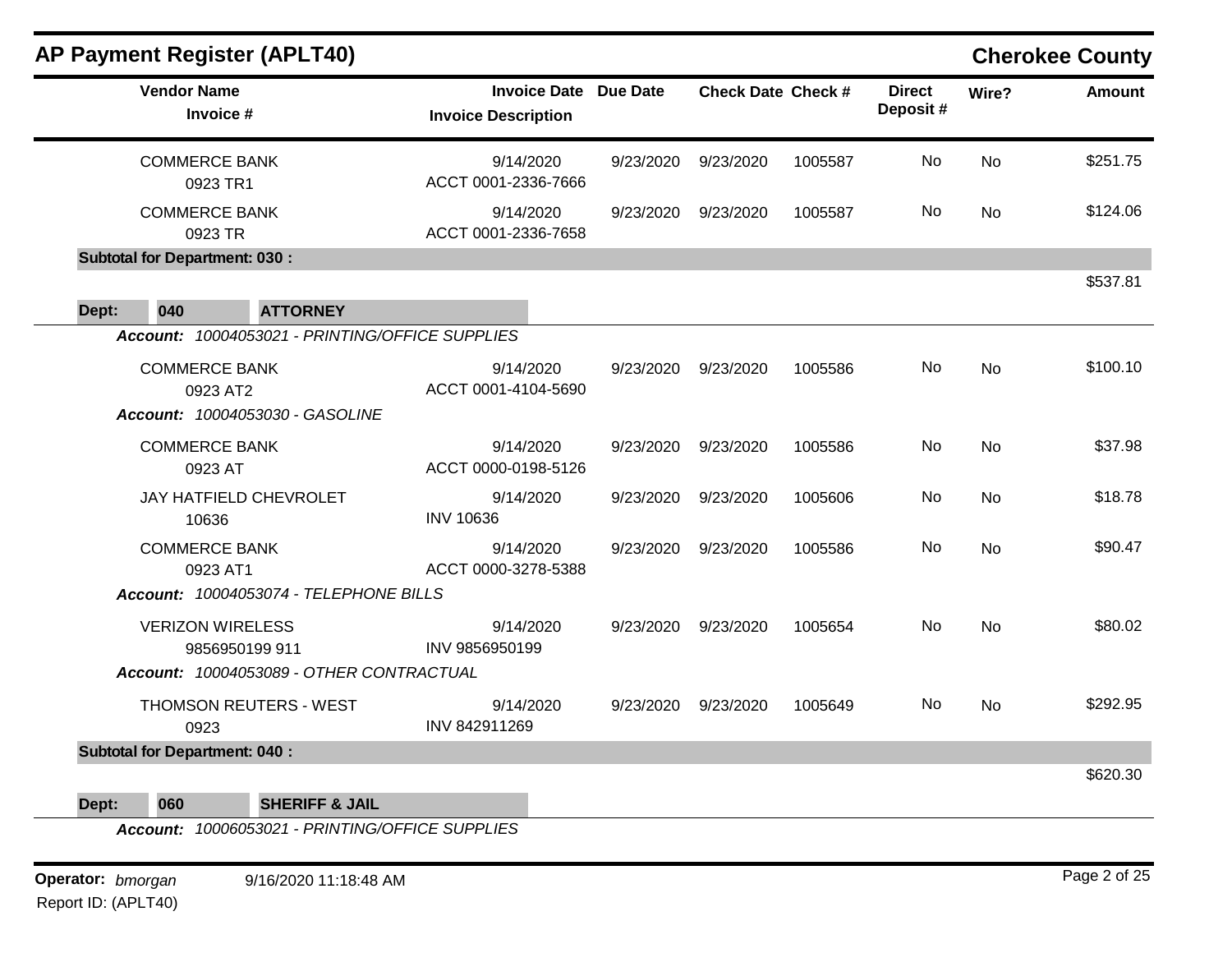# AP Payment Register (APLT40)

**Cherokee County**

| Vendor Name / Invoice # | Invoice Date / Invoice Description | Due Date | Check Date | Check # | Direct Deposit # | Wire? | Amount |
|---|---|---|---|---|---|---|---|
| COMMERCE BANK 0923 TR1 | 9/14/2020 ACCT 0001-2336-7666 | 9/23/2020 | 9/23/2020 | 1005587 | No | No | $251.75 |
| COMMERCE BANK 0923 TR | 9/14/2020 ACCT 0001-2336-7658 | 9/23/2020 | 9/23/2020 | 1005587 | No | No | $124.06 |
| **Subtotal for Department: 030 :** | | | | | | | $537.81 |

**Dept: 040 ATTORNEY**

| Vendor Name / Invoice # | Invoice Date / Invoice Description | Due Date | Check Date | Check # | Direct Deposit # | Wire? | Amount |
|---|---|---|---|---|---|---|---|
| ***Account: 10004053021 - PRINTING/OFFICE SUPPLIES*** | | | | | | | |
| COMMERCE BANK 0923 AT2 | 9/14/2020 ACCT 0001-4104-5690 | 9/23/2020 | 9/23/2020 | 1005586 | No | No | $100.10 |
| ***Account: 10004053030 - GASOLINE*** | | | | | | | |
| COMMERCE BANK 0923 AT | 9/14/2020 ACCT 0000-0198-5126 | 9/23/2020 | 9/23/2020 | 1005586 | No | No | $37.98 |
| JAY HATFIELD CHEVROLET 10636 | 9/14/2020 INV 10636 | 9/23/2020 | 9/23/2020 | 1005606 | No | No | $18.78 |
| COMMERCE BANK 0923 AT1 | 9/14/2020 ACCT 0000-3278-5388 | 9/23/2020 | 9/23/2020 | 1005586 | No | No | $90.47 |
| ***Account: 10004053074 - TELEPHONE BILLS*** | | | | | | | |
| VERIZON WIRELESS 9856950199 911 | 9/14/2020 INV 9856950199 | 9/23/2020 | 9/23/2020 | 1005654 | No | No | $80.02 |
| ***Account: 10004053089 - OTHER CONTRACTUAL*** | | | | | | | |
| THOMSON REUTERS - WEST 0923 | 9/14/2020 INV 842911269 | 9/23/2020 | 9/23/2020 | 1005649 | No | No | $292.95 |
| **Subtotal for Department: 040 :** | | | | | | | $620.30 |

**Dept: 060 SHERIFF & JAIL**

***Account: 10006053021 - PRINTING/OFFICE SUPPLIES***

**Operator:** *bmorgan* 9/16/2020 11:18:48 AM

Report ID: (APLT40)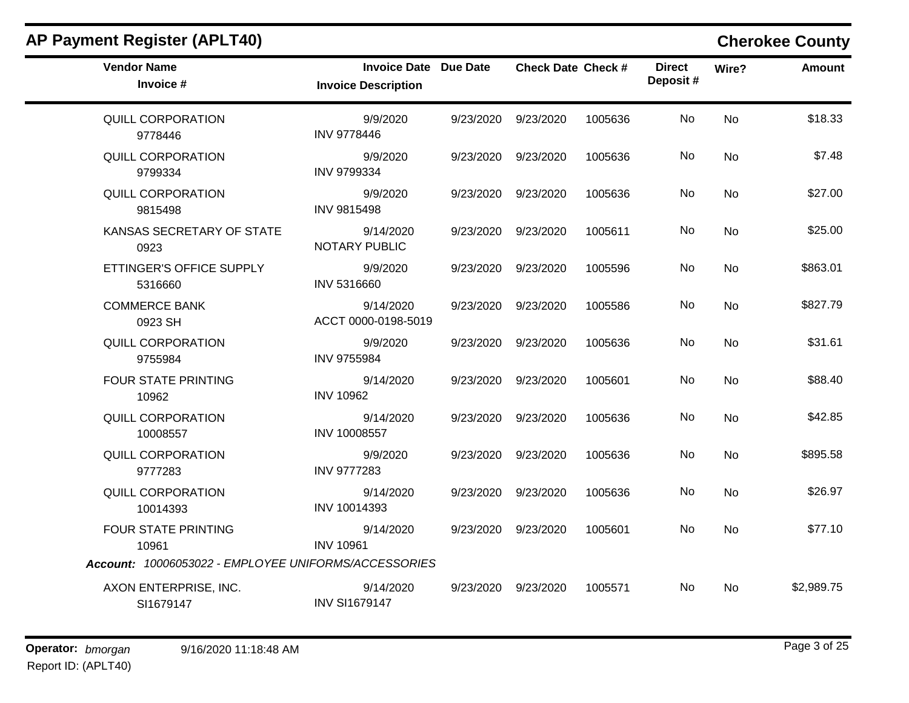## AP Payment Register (APLT40)

**Cherokee County**

| Vendor Name / Invoice # | Invoice Date / Invoice Description | Due Date | Check Date | Check # | Direct Deposit # | Wire? | Amount |
|---|---|---|---|---|---|---|---|
| QUILL CORPORATION<br>9778446 | 9/9/2020<br>INV 9778446 | 9/23/2020 | 9/23/2020 | 1005636 | No | No | $18.33 |
| QUILL CORPORATION<br>9799334 | 9/9/2020<br>INV 9799334 | 9/23/2020 | 9/23/2020 | 1005636 | No | No | $7.48 |
| QUILL CORPORATION<br>9815498 | 9/9/2020<br>INV 9815498 | 9/23/2020 | 9/23/2020 | 1005636 | No | No | $27.00 |
| KANSAS SECRETARY OF STATE<br>0923 | 9/14/2020<br>NOTARY PUBLIC | 9/23/2020 | 9/23/2020 | 1005611 | No | No | $25.00 |
| ETTINGER'S OFFICE SUPPLY<br>5316660 | 9/9/2020<br>INV 5316660 | 9/23/2020 | 9/23/2020 | 1005596 | No | No | $863.01 |
| COMMERCE BANK<br>0923 SH | 9/14/2020<br>ACCT 0000-0198-5019 | 9/23/2020 | 9/23/2020 | 1005586 | No | No | $827.79 |
| QUILL CORPORATION<br>9755984 | 9/9/2020<br>INV 9755984 | 9/23/2020 | 9/23/2020 | 1005636 | No | No | $31.61 |
| FOUR STATE PRINTING<br>10962 | 9/14/2020<br>INV 10962 | 9/23/2020 | 9/23/2020 | 1005601 | No | No | $88.40 |
| QUILL CORPORATION<br>10008557 | 9/14/2020<br>INV 10008557 | 9/23/2020 | 9/23/2020 | 1005636 | No | No | $42.85 |
| QUILL CORPORATION<br>9777283 | 9/9/2020<br>INV 9777283 | 9/23/2020 | 9/23/2020 | 1005636 | No | No | $895.58 |
| QUILL CORPORATION<br>10014393 | 9/14/2020<br>INV 10014393 | 9/23/2020 | 9/23/2020 | 1005636 | No | No | $26.97 |
| FOUR STATE PRINTING<br>10961 | 9/14/2020<br>INV 10961 | 9/23/2020 | 9/23/2020 | 1005601 | No | No | $77.10 |
| ***Account:** 10006053022 - EMPLOYEE UNIFORMS/ACCESSORIES* | | | | | | | |
| AXON ENTERPRISE, INC.<br>SI1679147 | 9/14/2020<br>INV SI1679147 | 9/23/2020 | 9/23/2020 | 1005571 | No | No | $2,989.75 |

**Operator:** *bmorgan* 9/16/2020 11:18:48 AM

Report ID: (APLT40)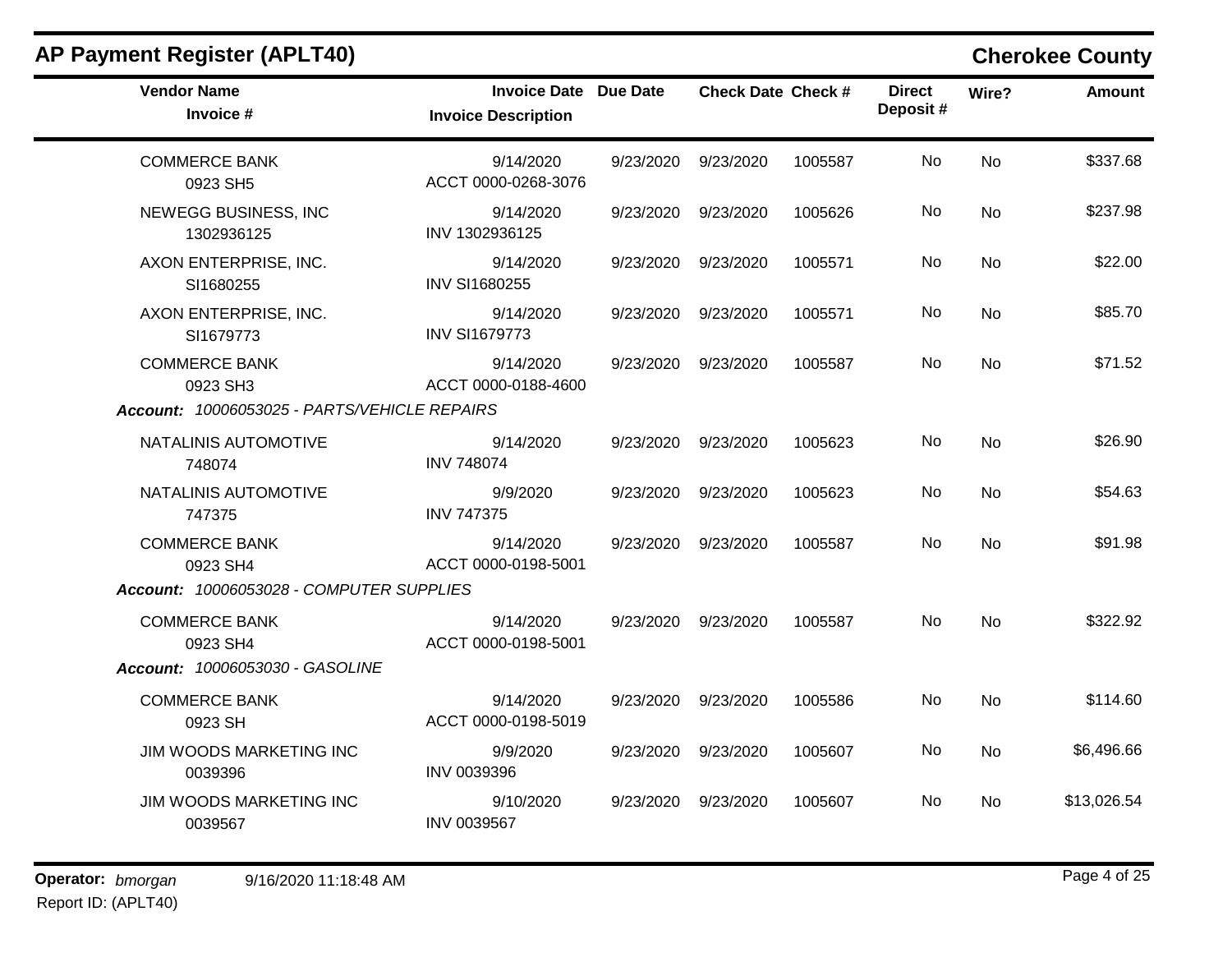## AP Payment Register (APLT40)

**Cherokee County**

| Vendor Name / Invoice # | Invoice Date / Invoice Description | Due Date | Check Date | Check # | Direct Deposit # | Wire? | Amount |
|---|---|---|---|---|---|---|---|
| COMMERCE BANK<br>0923 SH5 | 9/14/2020<br>ACCT 0000-0268-3076 | 9/23/2020 | 9/23/2020 | 1005587 | No | No | $337.68 |
| NEWEGG BUSINESS, INC<br>1302936125 | 9/14/2020<br>INV 1302936125 | 9/23/2020 | 9/23/2020 | 1005626 | No | No | $237.98 |
| AXON ENTERPRISE, INC.<br>SI1680255 | 9/14/2020<br>INV SI1680255 | 9/23/2020 | 9/23/2020 | 1005571 | No | No | $22.00 |
| AXON ENTERPRISE, INC.<br>SI1679773 | 9/14/2020<br>INV SI1679773 | 9/23/2020 | 9/23/2020 | 1005571 | No | No | $85.70 |
| COMMERCE BANK<br>0923 SH3 | 9/14/2020<br>ACCT 0000-0188-4600 | 9/23/2020 | 9/23/2020 | 1005587 | No | No | $71.52 |
| ***Account:* 10006053025 - PARTS/VEHICLE REPAIRS** | | | | | | | |
| NATALINIS AUTOMOTIVE<br>748074 | 9/14/2020<br>INV 748074 | 9/23/2020 | 9/23/2020 | 1005623 | No | No | $26.90 |
| NATALINIS AUTOMOTIVE<br>747375 | 9/9/2020<br>INV 747375 | 9/23/2020 | 9/23/2020 | 1005623 | No | No | $54.63 |
| COMMERCE BANK<br>0923 SH4 | 9/14/2020<br>ACCT 0000-0198-5001 | 9/23/2020 | 9/23/2020 | 1005587 | No | No | $91.98 |
| ***Account:* 10006053028 - COMPUTER SUPPLIES** | | | | | | | |
| COMMERCE BANK<br>0923 SH4 | 9/14/2020<br>ACCT 0000-0198-5001 | 9/23/2020 | 9/23/2020 | 1005587 | No | No | $322.92 |
| ***Account:* 10006053030 - GASOLINE** | | | | | | | |
| COMMERCE BANK<br>0923 SH | 9/14/2020<br>ACCT 0000-0198-5019 | 9/23/2020 | 9/23/2020 | 1005586 | No | No | $114.60 |
| JIM WOODS MARKETING INC<br>0039396 | 9/9/2020<br>INV 0039396 | 9/23/2020 | 9/23/2020 | 1005607 | No | No | $6,496.66 |
| JIM WOODS MARKETING INC<br>0039567 | 9/10/2020<br>INV 0039567 | 9/23/2020 | 9/23/2020 | 1005607 | No | No | $13,026.54 |

**Operator:** *bmorgan* 9/16/2020 11:18:48 AM

Report ID: (APLT40)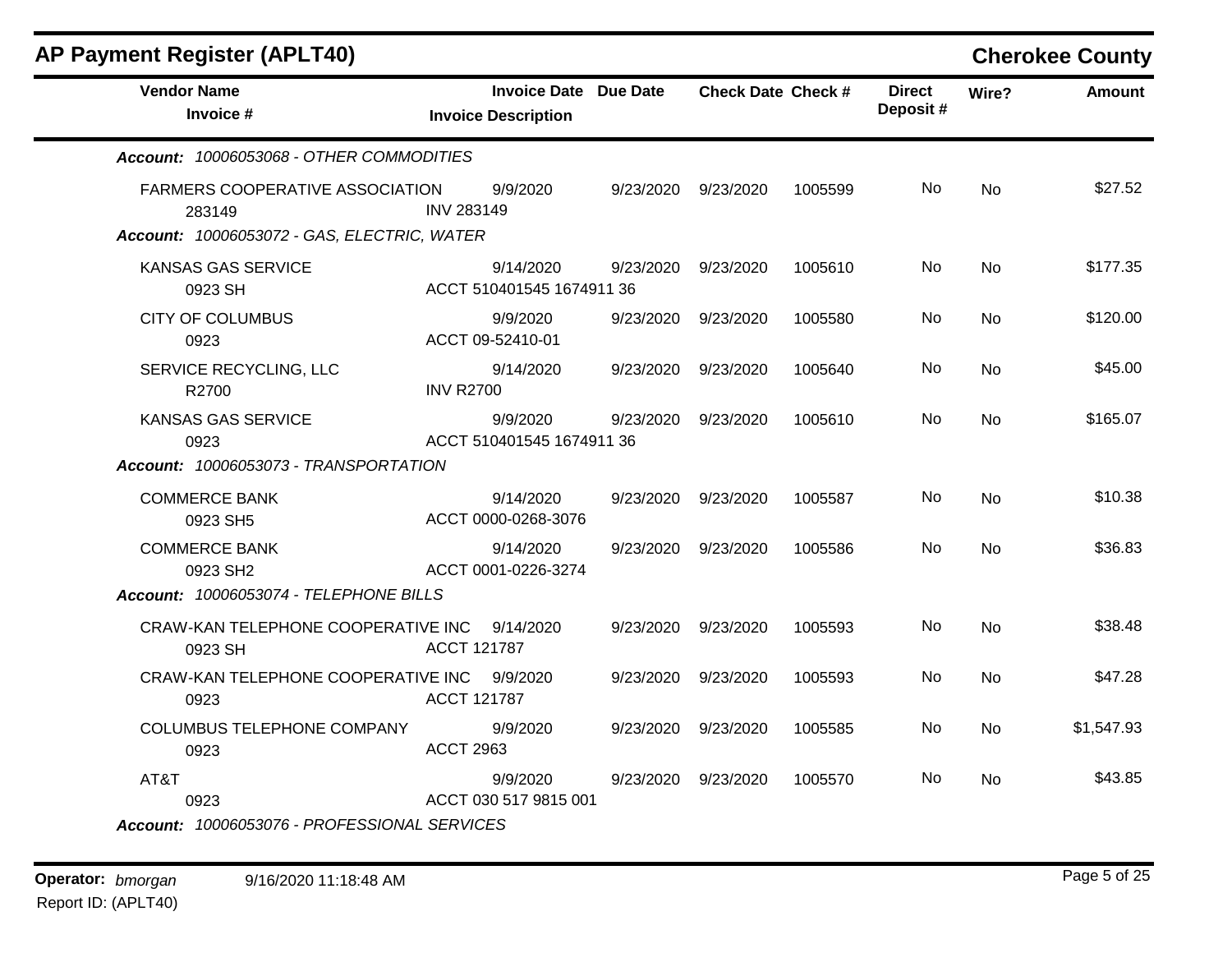## AP Payment Register (APLT40)

**Cherokee County**

| Vendor Name / Invoice # | Invoice Date / Invoice Description | Due Date | Check Date | Check # | Direct Deposit # | Wire? | Amount |
|---|---|---|---|---|---|---|---|
| ***Account: 10006053068 - OTHER COMMODITIES*** | | | | | | | |
| FARMERS COOPERATIVE ASSOCIATION<br>283149 | 9/9/2020<br>INV 283149 | 9/23/2020 | 9/23/2020 | 1005599 | No | No | $27.52 |
| ***Account: 10006053072 - GAS, ELECTRIC, WATER*** | | | | | | | |
| KANSAS GAS SERVICE<br>0923 SH | 9/14/2020<br>ACCT 510401545 1674911 36 | 9/23/2020 | 9/23/2020 | 1005610 | No | No | $177.35 |
| CITY OF COLUMBUS<br>0923 | 9/9/2020<br>ACCT 09-52410-01 | 9/23/2020 | 9/23/2020 | 1005580 | No | No | $120.00 |
| SERVICE RECYCLING, LLC<br>R2700 | 9/14/2020<br>INV R2700 | 9/23/2020 | 9/23/2020 | 1005640 | No | No | $45.00 |
| KANSAS GAS SERVICE<br>0923 | 9/9/2020<br>ACCT 510401545 1674911 36 | 9/23/2020 | 9/23/2020 | 1005610 | No | No | $165.07 |
| ***Account: 10006053073 - TRANSPORTATION*** | | | | | | | |
| COMMERCE BANK<br>0923 SH5 | 9/14/2020<br>ACCT 0000-0268-3076 | 9/23/2020 | 9/23/2020 | 1005587 | No | No | $10.38 |
| COMMERCE BANK<br>0923 SH2 | 9/14/2020<br>ACCT 0001-0226-3274 | 9/23/2020 | 9/23/2020 | 1005586 | No | No | $36.83 |
| ***Account: 10006053074 - TELEPHONE BILLS*** | | | | | | | |
| CRAW-KAN TELEPHONE COOPERATIVE INC<br>0923 SH | 9/14/2020<br>ACCT 121787 | 9/23/2020 | 9/23/2020 | 1005593 | No | No | $38.48 |
| CRAW-KAN TELEPHONE COOPERATIVE INC<br>0923 | 9/9/2020<br>ACCT 121787 | 9/23/2020 | 9/23/2020 | 1005593 | No | No | $47.28 |
| COLUMBUS TELEPHONE COMPANY<br>0923 | 9/9/2020<br>ACCT 2963 | 9/23/2020 | 9/23/2020 | 1005585 | No | No | $1,547.93 |
| AT&T<br>0923 | 9/9/2020<br>ACCT 030 517 9815 001 | 9/23/2020 | 9/23/2020 | 1005570 | No | No | $43.85 |
| ***Account: 10006053076 - PROFESSIONAL SERVICES*** | | | | | | | |

**Operator:** *bmorgan* 9/16/2020 11:18:48 AM
Report ID: (APLT40)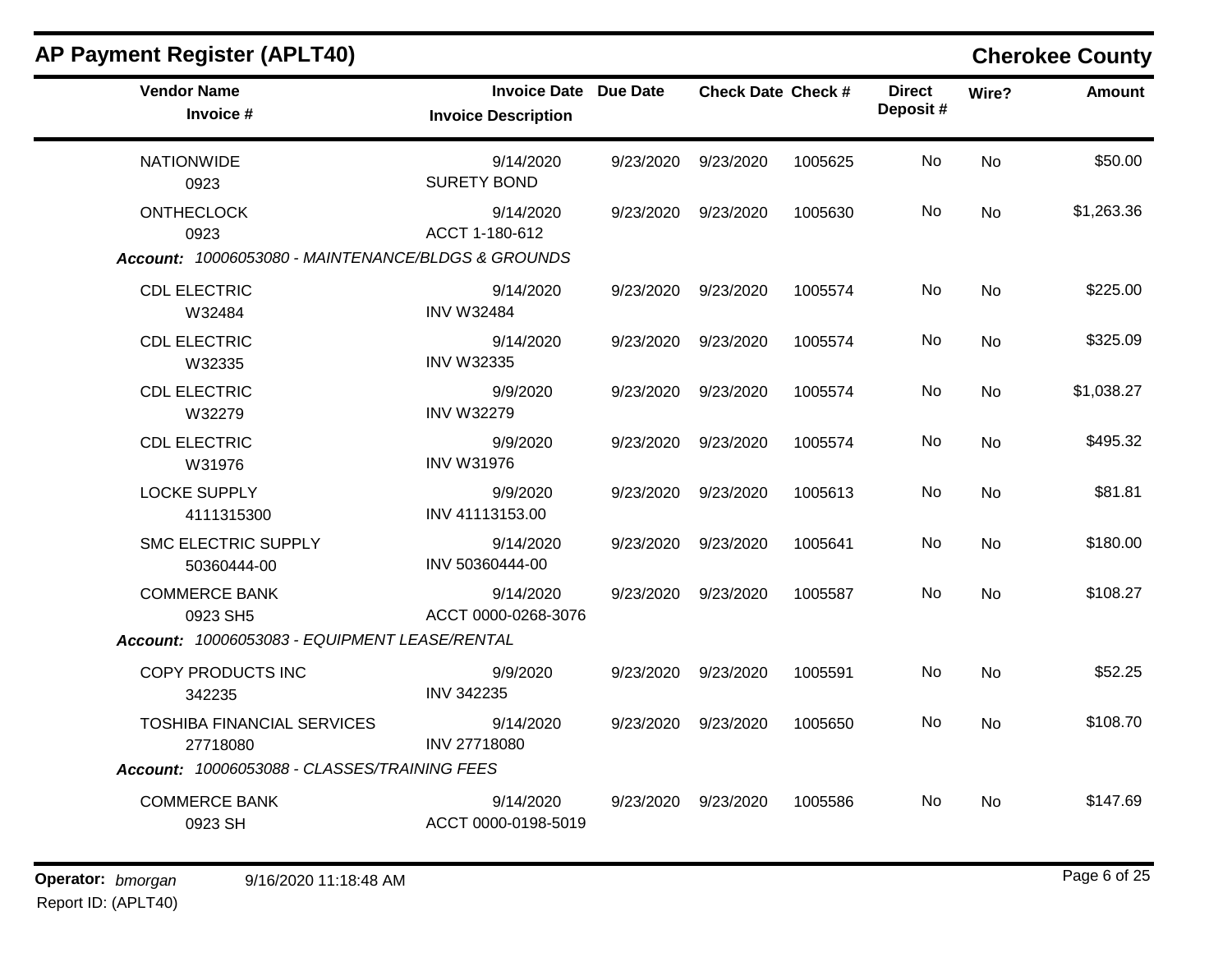## AP Payment Register (APLT40)

**Cherokee County**

| Vendor Name / Invoice # | Invoice Date / Invoice Description | Due Date | Check Date | Check # | Direct Deposit # | Wire? | Amount |
|---|---|---|---|---|---|---|---|
| NATIONWIDE<br>0923 | 9/14/2020<br>SURETY BOND | 9/23/2020 | 9/23/2020 | 1005625 | No | No | $50.00 |
| ONTHECLOCK<br>0923 | 9/14/2020<br>ACCT 1-180-612 | 9/23/2020 | 9/23/2020 | 1005630 | No | No | $1,263.36 |
| ***Account:*** *10006053080 - MAINTENANCE/BLDGS & GROUNDS* | | | | | | | |
| CDL ELECTRIC<br>W32484 | 9/14/2020<br>INV W32484 | 9/23/2020 | 9/23/2020 | 1005574 | No | No | $225.00 |
| CDL ELECTRIC<br>W32335 | 9/14/2020<br>INV W32335 | 9/23/2020 | 9/23/2020 | 1005574 | No | No | $325.09 |
| CDL ELECTRIC<br>W32279 | 9/9/2020<br>INV W32279 | 9/23/2020 | 9/23/2020 | 1005574 | No | No | $1,038.27 |
| CDL ELECTRIC<br>W31976 | 9/9/2020<br>INV W31976 | 9/23/2020 | 9/23/2020 | 1005574 | No | No | $495.32 |
| LOCKE SUPPLY<br>4111315300 | 9/9/2020<br>INV 41113153.00 | 9/23/2020 | 9/23/2020 | 1005613 | No | No | $81.81 |
| SMC ELECTRIC SUPPLY<br>50360444-00 | 9/14/2020<br>INV 50360444-00 | 9/23/2020 | 9/23/2020 | 1005641 | No | No | $180.00 |
| COMMERCE BANK<br>0923 SH5 | 9/14/2020<br>ACCT 0000-0268-3076 | 9/23/2020 | 9/23/2020 | 1005587 | No | No | $108.27 |
| ***Account:*** *10006053083 - EQUIPMENT LEASE/RENTAL* | | | | | | | |
| COPY PRODUCTS INC<br>342235 | 9/9/2020<br>INV 342235 | 9/23/2020 | 9/23/2020 | 1005591 | No | No | $52.25 |
| TOSHIBA FINANCIAL SERVICES<br>27718080 | 9/14/2020<br>INV 27718080 | 9/23/2020 | 9/23/2020 | 1005650 | No | No | $108.70 |
| ***Account:*** *10006053088 - CLASSES/TRAINING FEES* | | | | | | | |
| COMMERCE BANK<br>0923 SH | 9/14/2020<br>ACCT 0000-0198-5019 | 9/23/2020 | 9/23/2020 | 1005586 | No | No | $147.69 |

**Operator:** *bmorgan* 9/16/2020 11:18:48 AM
Report ID: (APLT40)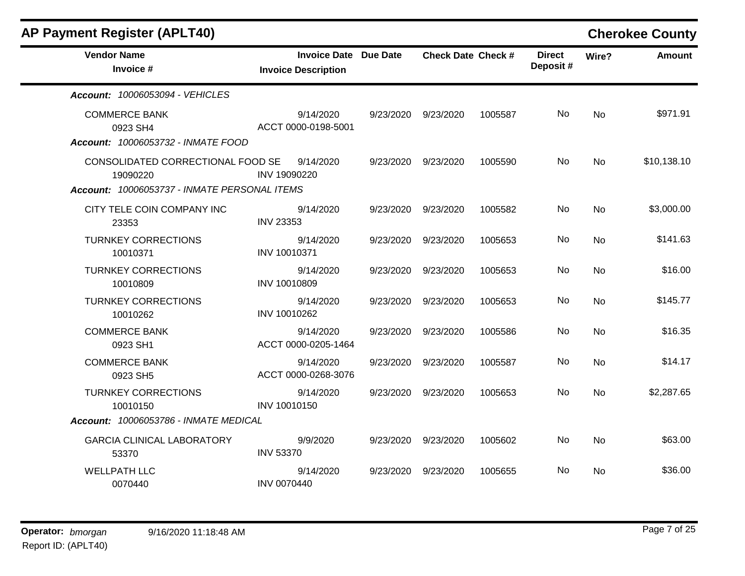## AP Payment Register (APLT40) — Cherokee County

| Vendor Name / Invoice # | Invoice Date / Invoice Description | Due Date | Check Date | Check # | Direct Deposit # | Wire? | Amount |
|---|---|---|---|---|---|---|---|
| ***Account:** 10006053094 - VEHICLES* | | | | | | | |
| COMMERCE BANK<br>0923 SH4 | 9/14/2020<br>ACCT 0000-0198-5001 | 9/23/2020 | 9/23/2020 | 1005587 | No | No | $971.91 |
| ***Account:** 10006053732 - INMATE FOOD* | | | | | | | |
| CONSOLIDATED CORRECTIONAL FOOD SE<br>19090220 | 9/14/2020<br>INV 19090220 | 9/23/2020 | 9/23/2020 | 1005590 | No | No | $10,138.10 |
| ***Account:** 10006053737 - INMATE PERSONAL ITEMS* | | | | | | | |
| CITY TELE COIN COMPANY INC<br>23353 | 9/14/2020<br>INV 23353 | 9/23/2020 | 9/23/2020 | 1005582 | No | No | $3,000.00 |
| TURNKEY CORRECTIONS<br>10010371 | 9/14/2020<br>INV 10010371 | 9/23/2020 | 9/23/2020 | 1005653 | No | No | $141.63 |
| TURNKEY CORRECTIONS<br>10010809 | 9/14/2020<br>INV 10010809 | 9/23/2020 | 9/23/2020 | 1005653 | No | No | $16.00 |
| TURNKEY CORRECTIONS<br>10010262 | 9/14/2020<br>INV 10010262 | 9/23/2020 | 9/23/2020 | 1005653 | No | No | $145.77 |
| COMMERCE BANK<br>0923 SH1 | 9/14/2020<br>ACCT 0000-0205-1464 | 9/23/2020 | 9/23/2020 | 1005586 | No | No | $16.35 |
| COMMERCE BANK<br>0923 SH5 | 9/14/2020<br>ACCT 0000-0268-3076 | 9/23/2020 | 9/23/2020 | 1005587 | No | No | $14.17 |
| TURNKEY CORRECTIONS<br>10010150 | 9/14/2020<br>INV 10010150 | 9/23/2020 | 9/23/2020 | 1005653 | No | No | $2,287.65 |
| ***Account:** 10006053786 - INMATE MEDICAL* | | | | | | | |
| GARCIA CLINICAL LABORATORY<br>53370 | 9/9/2020<br>INV 53370 | 9/23/2020 | 9/23/2020 | 1005602 | No | No | $63.00 |
| WELLPATH LLC<br>0070440 | 9/14/2020<br>INV 0070440 | 9/23/2020 | 9/23/2020 | 1005655 | No | No | $36.00 |

**Operator:** *bmorgan* 9/16/2020 11:18:48 AM
Report ID: (APLT40)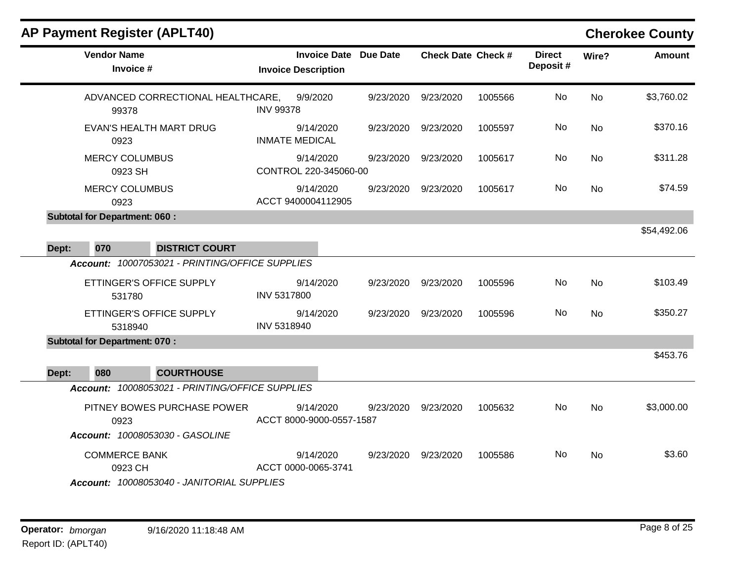## AP Payment Register (APLT40)

**Cherokee County**

| Vendor Name / Invoice # | Invoice Date / Invoice Description | Due Date | Check Date | Check # | Direct Deposit # | Wire? | Amount |
|---|---|---|---|---|---|---|---|
| ADVANCED CORRECTIONAL HEALTHCARE, 99378 | 9/9/2020 INV 99378 | 9/23/2020 | 9/23/2020 | 1005566 | No | No | $3,760.02 |
| EVAN'S HEALTH MART DRUG 0923 | 9/14/2020 INMATE MEDICAL | 9/23/2020 | 9/23/2020 | 1005597 | No | No | $370.16 |
| MERCY COLUMBUS 0923 SH | 9/14/2020 CONTROL 220-345060-00 | 9/23/2020 | 9/23/2020 | 1005617 | No | No | $311.28 |
| MERCY COLUMBUS 0923 | 9/14/2020 ACCT 9400004112905 | 9/23/2020 | 9/23/2020 | 1005617 | No | No | $74.59 |
| **Subtotal for Department: 060 :** | | | | | | | $54,492.06 |

**Dept: 070 DISTRICT COURT**

***Account:*** *10007053021 - PRINTING/OFFICE SUPPLIES*

| Vendor Name / Invoice # | Invoice Date / Invoice Description | Due Date | Check Date | Check # | Direct Deposit # | Wire? | Amount |
|---|---|---|---|---|---|---|---|
| ETTINGER'S OFFICE SUPPLY 531780 | 9/14/2020 INV 5317800 | 9/23/2020 | 9/23/2020 | 1005596 | No | No | $103.49 |
| ETTINGER'S OFFICE SUPPLY 5318940 | 9/14/2020 INV 5318940 | 9/23/2020 | 9/23/2020 | 1005596 | No | No | $350.27 |
| **Subtotal for Department: 070 :** | | | | | | | $453.76 |

**Dept: 080 COURTHOUSE**

***Account:*** *10008053021 - PRINTING/OFFICE SUPPLIES*

| Vendor Name / Invoice # | Invoice Date / Invoice Description | Due Date | Check Date | Check # | Direct Deposit # | Wire? | Amount |
|---|---|---|---|---|---|---|---|
| PITNEY BOWES PURCHASE POWER 0923 | 9/14/2020 ACCT 8000-9000-0557-1587 | 9/23/2020 | 9/23/2020 | 1005632 | No | No | $3,000.00 |

***Account:*** *10008053030 - GASOLINE*

| Vendor Name / Invoice # | Invoice Date / Invoice Description | Due Date | Check Date | Check # | Direct Deposit # | Wire? | Amount |
|---|---|---|---|---|---|---|---|
| COMMERCE BANK 0923 CH | 9/14/2020 ACCT 0000-0065-3741 | 9/23/2020 | 9/23/2020 | 1005586 | No | No | $3.60 |

***Account:*** *10008053040 - JANITORIAL SUPPLIES*

**Operator:** *bmorgan* 9/16/2020 11:18:48 AM

Report ID: (APLT40)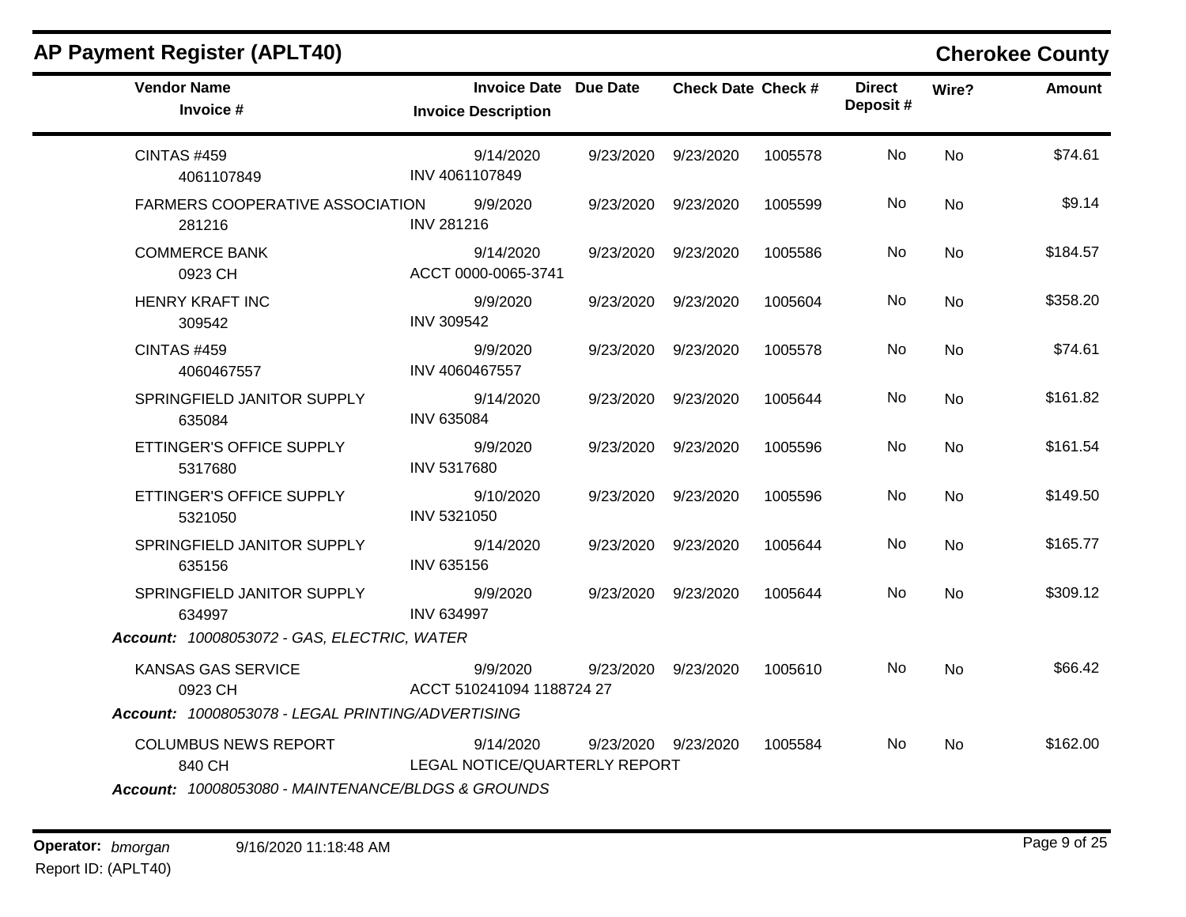## AP Payment Register (APLT40)

**Cherokee County**

| Vendor Name / Invoice # | Invoice Date / Invoice Description | Due Date | Check Date | Check # | Direct Deposit # | Wire? | Amount |
|---|---|---|---|---|---|---|---|
| CINTAS #459<br>4061107849 | 9/14/2020<br>INV 4061107849 | 9/23/2020 | 9/23/2020 | 1005578 | No | No | $74.61 |
| FARMERS COOPERATIVE ASSOCIATION<br>281216 | 9/9/2020<br>INV 281216 | 9/23/2020 | 9/23/2020 | 1005599 | No | No | $9.14 |
| COMMERCE BANK<br>0923 CH | 9/14/2020<br>ACCT 0000-0065-3741 | 9/23/2020 | 9/23/2020 | 1005586 | No | No | $184.57 |
| HENRY KRAFT INC<br>309542 | 9/9/2020<br>INV 309542 | 9/23/2020 | 9/23/2020 | 1005604 | No | No | $358.20 |
| CINTAS #459<br>4060467557 | 9/9/2020<br>INV 4060467557 | 9/23/2020 | 9/23/2020 | 1005578 | No | No | $74.61 |
| SPRINGFIELD JANITOR SUPPLY<br>635084 | 9/14/2020<br>INV 635084 | 9/23/2020 | 9/23/2020 | 1005644 | No | No | $161.82 |
| ETTINGER'S OFFICE SUPPLY<br>5317680 | 9/9/2020<br>INV 5317680 | 9/23/2020 | 9/23/2020 | 1005596 | No | No | $161.54 |
| ETTINGER'S OFFICE SUPPLY<br>5321050 | 9/10/2020<br>INV 5321050 | 9/23/2020 | 9/23/2020 | 1005596 | No | No | $149.50 |
| SPRINGFIELD JANITOR SUPPLY<br>635156 | 9/14/2020<br>INV 635156 | 9/23/2020 | 9/23/2020 | 1005644 | No | No | $165.77 |
| SPRINGFIELD JANITOR SUPPLY<br>634997 | 9/9/2020<br>INV 634997 | 9/23/2020 | 9/23/2020 | 1005644 | No | No | $309.12 |
| ***Account:** 10008053072 - GAS, ELECTRIC, WATER* | | | | | | | |
| KANSAS GAS SERVICE<br>0923 CH | 9/9/2020<br>ACCT 510241094 1188724 27 | 9/23/2020 | 9/23/2020 | 1005610 | No | No | $66.42 |
| ***Account:** 10008053078 - LEGAL PRINTING/ADVERTISING* | | | | | | | |
| COLUMBUS NEWS REPORT<br>840 CH | 9/14/2020<br>LEGAL NOTICE/QUARTERLY REPORT | 9/23/2020 | 9/23/2020 | 1005584 | No | No | $162.00 |
| ***Account:** 10008053080 - MAINTENANCE/BLDGS & GROUNDS* | | | | | | | |

**Operator:** *bmorgan* 9/16/2020 11:18:48 AM
Report ID: (APLT40)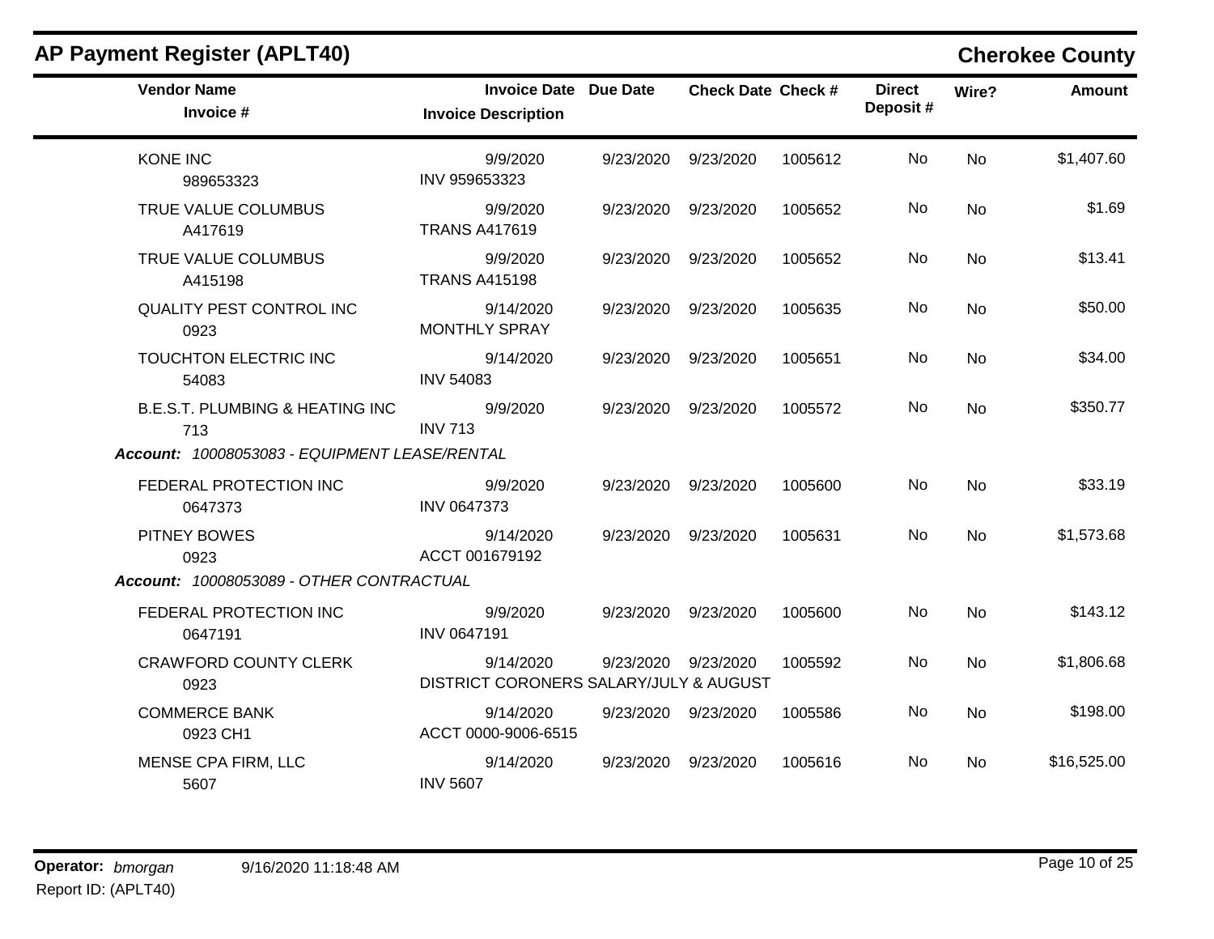# AP Payment Register (APLT40)

**Cherokee County**

| Vendor Name / Invoice # | Invoice Date / Invoice Description | Due Date | Check Date | Check # | Direct Deposit # | Wire? | Amount |
|---|---|---|---|---|---|---|---|
| KONE INC<br>989653323 | 9/9/2020<br>INV 959653323 | 9/23/2020 | 9/23/2020 | 1005612 | No | No | $1,407.60 |
| TRUE VALUE COLUMBUS<br>A417619 | 9/9/2020<br>TRANS A417619 | 9/23/2020 | 9/23/2020 | 1005652 | No | No | $1.69 |
| TRUE VALUE COLUMBUS<br>A415198 | 9/9/2020<br>TRANS A415198 | 9/23/2020 | 9/23/2020 | 1005652 | No | No | $13.41 |
| QUALITY PEST CONTROL INC<br>0923 | 9/14/2020<br>MONTHLY SPRAY | 9/23/2020 | 9/23/2020 | 1005635 | No | No | $50.00 |
| TOUCHTON ELECTRIC INC<br>54083 | 9/14/2020<br>INV 54083 | 9/23/2020 | 9/23/2020 | 1005651 | No | No | $34.00 |
| B.E.S.T. PLUMBING & HEATING INC<br>713 | 9/9/2020<br>INV 713 | 9/23/2020 | 9/23/2020 | 1005572 | No | No | $350.77 |
| ***Account:** 10008053083 - EQUIPMENT LEASE/RENTAL* | | | | | | | |
| FEDERAL PROTECTION INC<br>0647373 | 9/9/2020<br>INV 0647373 | 9/23/2020 | 9/23/2020 | 1005600 | No | No | $33.19 |
| PITNEY BOWES<br>0923 | 9/14/2020<br>ACCT 001679192 | 9/23/2020 | 9/23/2020 | 1005631 | No | No | $1,573.68 |
| ***Account:** 10008053089 - OTHER CONTRACTUAL* | | | | | | | |
| FEDERAL PROTECTION INC<br>0647191 | 9/9/2020<br>INV 0647191 | 9/23/2020 | 9/23/2020 | 1005600 | No | No | $143.12 |
| CRAWFORD COUNTY CLERK<br>0923 | 9/14/2020<br>DISTRICT CORONERS SALARY/JULY & AUGUST | 9/23/2020 | 9/23/2020 | 1005592 | No | No | $1,806.68 |
| COMMERCE BANK<br>0923 CH1 | 9/14/2020<br>ACCT 0000-9006-6515 | 9/23/2020 | 9/23/2020 | 1005586 | No | No | $198.00 |
| MENSE CPA FIRM, LLC<br>5607 | 9/14/2020<br>INV 5607 | 9/23/2020 | 9/23/2020 | 1005616 | No | No | $16,525.00 |

**Operator:** *bmorgan* 9/16/2020 11:18:48 AM
Report ID: (APLT40)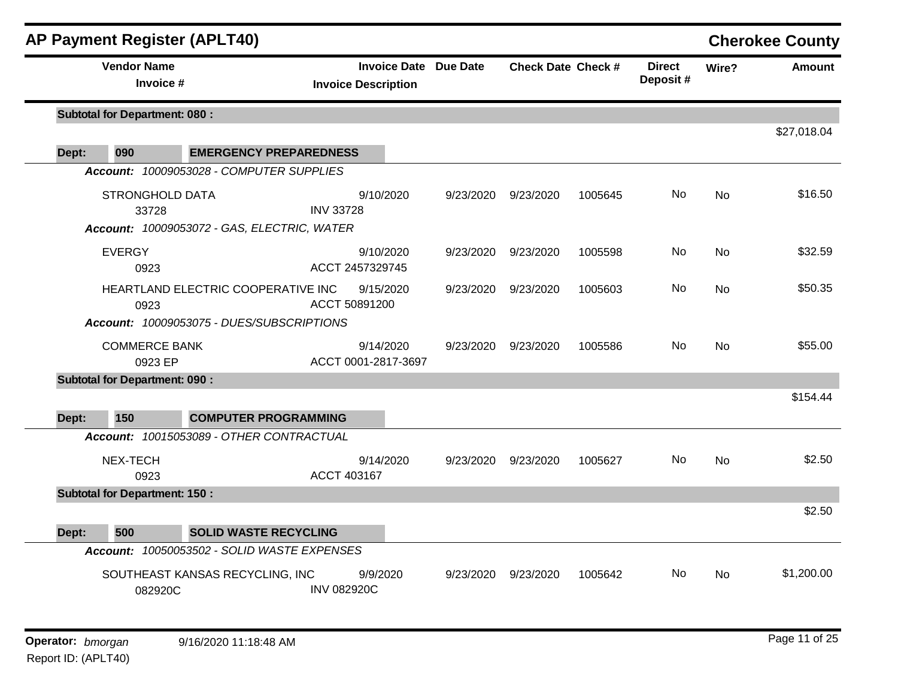# AP Payment Register (APLT40)

**Cherokee County**

| Vendor Name / Invoice # | Invoice Date / Invoice Description | Due Date | Check Date | Check # | Direct Deposit # | Wire? | Amount |
|---|---|---|---|---|---|---|---|
| **Subtotal for Department: 080 :** | | | | | | | $27,018.04 |
| **Dept: 090 EMERGENCY PREPAREDNESS** | | | | | | | |
| ***Account:*** *10009053028 - COMPUTER SUPPLIES* | | | | | | | |
| STRONGHOLD DATA<br>33728 | 9/10/2020<br>INV 33728 | 9/23/2020 | 9/23/2020 | 1005645 | No | No | $16.50 |
| ***Account:*** *10009053072 - GAS, ELECTRIC, WATER* | | | | | | | |
| EVERGY<br>0923 | 9/10/2020<br>ACCT 2457329745 | 9/23/2020 | 9/23/2020 | 1005598 | No | No | $32.59 |
| HEARTLAND ELECTRIC COOPERATIVE INC<br>0923 | 9/15/2020<br>ACCT 50891200 | 9/23/2020 | 9/23/2020 | 1005603 | No | No | $50.35 |
| ***Account:*** *10009053075 - DUES/SUBSCRIPTIONS* | | | | | | | |
| COMMERCE BANK<br>0923 EP | 9/14/2020<br>ACCT 0001-2817-3697 | 9/23/2020 | 9/23/2020 | 1005586 | No | No | $55.00 |
| **Subtotal for Department: 090 :** | | | | | | | $154.44 |
| **Dept: 150 COMPUTER PROGRAMMING** | | | | | | | |
| ***Account:*** *10015053089 - OTHER CONTRACTUAL* | | | | | | | |
| NEX-TECH<br>0923 | 9/14/2020<br>ACCT 403167 | 9/23/2020 | 9/23/2020 | 1005627 | No | No | $2.50 |
| **Subtotal for Department: 150 :** | | | | | | | $2.50 |
| **Dept: 500 SOLID WASTE RECYCLING** | | | | | | | |
| ***Account:*** *10050053502 - SOLID WASTE EXPENSES* | | | | | | | |
| SOUTHEAST KANSAS RECYCLING, INC<br>082920C | 9/9/2020<br>INV 082920C | 9/23/2020 | 9/23/2020 | 1005642 | No | No | $1,200.00 |

**Operator:** *bmorgan* 9/16/2020 11:18:48 AM

Report ID: (APLT40)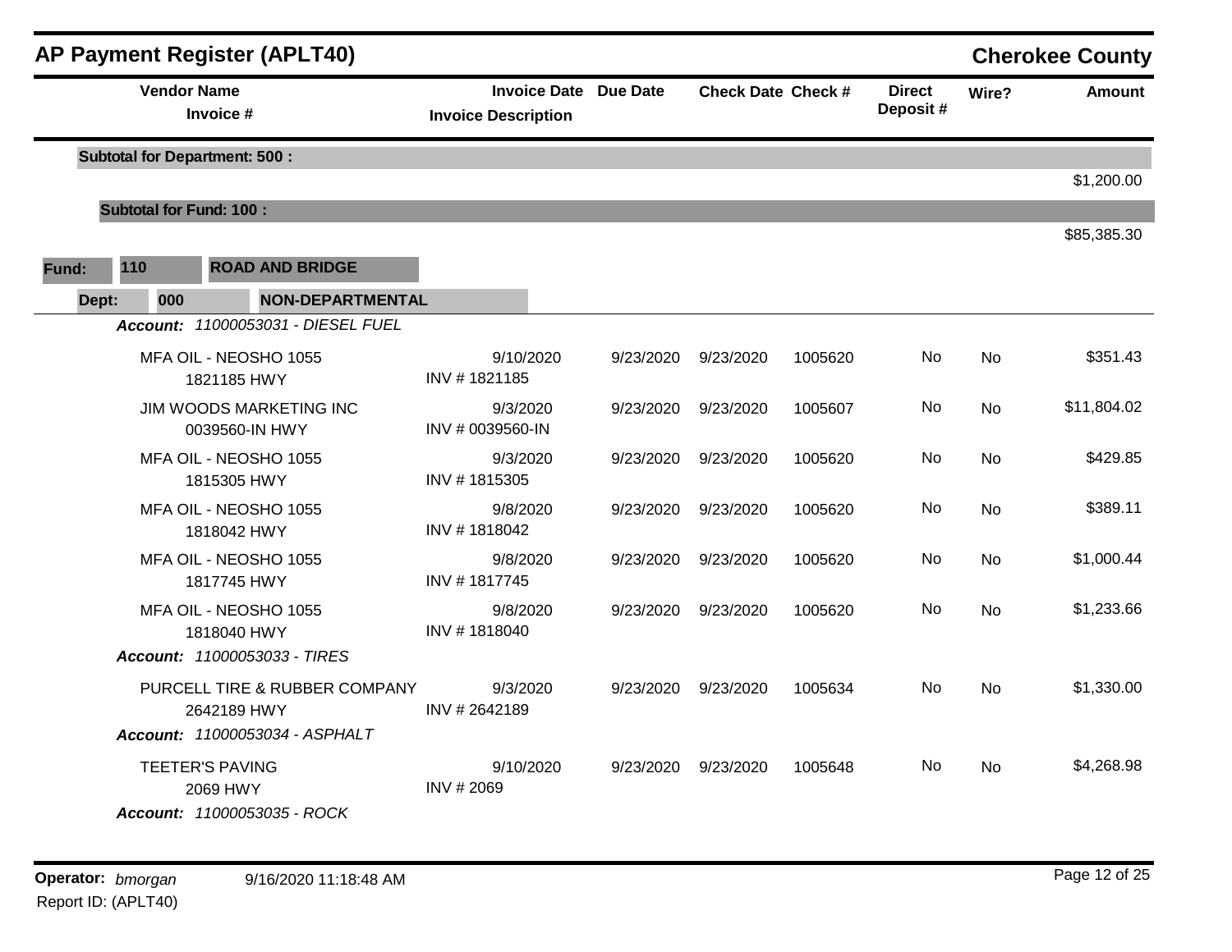## AP Payment Register (APLT40)

**Cherokee County**

| Vendor Name / Invoice # | Invoice Date / Invoice Description | Due Date | Check Date | Check # | Direct Deposit # | Wire? | Amount |
|---|---|---|---|---|---|---|---|
| **Subtotal for Department: 500 :** | | | | | | | $1,200.00 |
| **Subtotal for Fund: 100 :** | | | | | | | $85,385.30 |

**Fund: 110 ROAD AND BRIDGE**

**Dept: 000 NON-DEPARTMENTAL**

*Account: 11000053031 - DIESEL FUEL*

| Vendor Name / Invoice # | Invoice Date / Invoice Description | Due Date | Check Date | Check # | Direct Deposit # | Wire? | Amount |
|---|---|---|---|---|---|---|---|
| MFA OIL - NEOSHO 1055<br>1821185 HWY | 9/10/2020<br>INV # 1821185 | 9/23/2020 | 9/23/2020 | 1005620 | No | No | $351.43 |
| JIM WOODS MARKETING INC<br>0039560-IN HWY | 9/3/2020<br>INV # 0039560-IN | 9/23/2020 | 9/23/2020 | 1005607 | No | No | $11,804.02 |
| MFA OIL - NEOSHO 1055<br>1815305 HWY | 9/3/2020<br>INV # 1815305 | 9/23/2020 | 9/23/2020 | 1005620 | No | No | $429.85 |
| MFA OIL - NEOSHO 1055<br>1818042 HWY | 9/8/2020<br>INV # 1818042 | 9/23/2020 | 9/23/2020 | 1005620 | No | No | $389.11 |
| MFA OIL - NEOSHO 1055<br>1817745 HWY | 9/8/2020<br>INV # 1817745 | 9/23/2020 | 9/23/2020 | 1005620 | No | No | $1,000.44 |
| MFA OIL - NEOSHO 1055<br>1818040 HWY | 9/8/2020<br>INV # 1818040 | 9/23/2020 | 9/23/2020 | 1005620 | No | No | $1,233.66 |

*Account: 11000053033 - TIRES*

| Vendor Name / Invoice # | Invoice Date / Invoice Description | Due Date | Check Date | Check # | Direct Deposit # | Wire? | Amount |
|---|---|---|---|---|---|---|---|
| PURCELL TIRE & RUBBER COMPANY<br>2642189 HWY | 9/3/2020<br>INV # 2642189 | 9/23/2020 | 9/23/2020 | 1005634 | No | No | $1,330.00 |

*Account: 11000053034 - ASPHALT*

| Vendor Name / Invoice # | Invoice Date / Invoice Description | Due Date | Check Date | Check # | Direct Deposit # | Wire? | Amount |
|---|---|---|---|---|---|---|---|
| TEETER'S PAVING<br>2069 HWY | 9/10/2020<br>INV # 2069 | 9/23/2020 | 9/23/2020 | 1005648 | No | No | $4,268.98 |

*Account: 11000053035 - ROCK*

**Operator:** *bmorgan* 9/16/2020 11:18:48 AM

Report ID: (APLT40)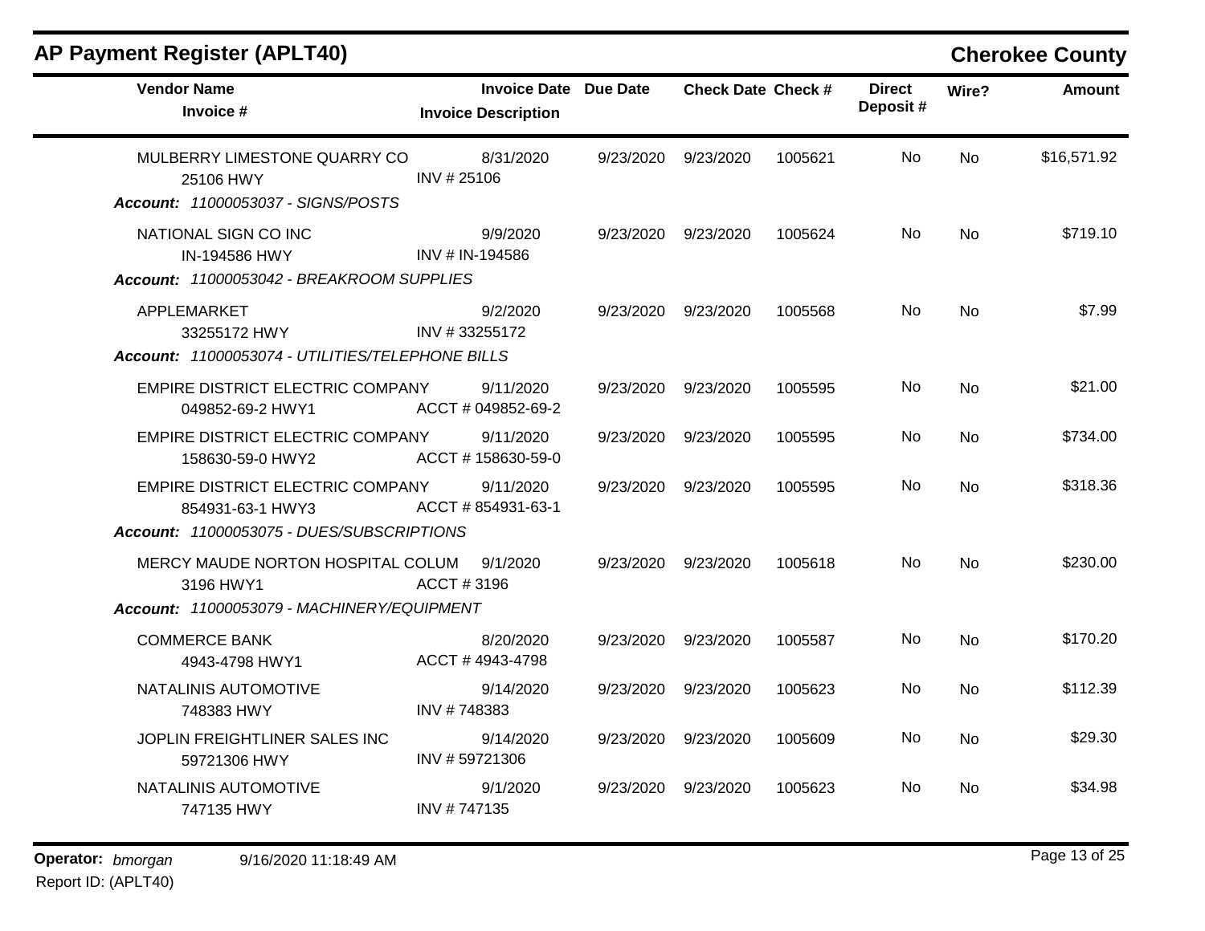# AP Payment Register (APLT40)

## Cherokee County

| Vendor Name / Invoice # | Invoice Date / Invoice Description | Due Date | Check Date | Check # | Direct Deposit # | Wire? | Amount |
|---|---|---|---|---|---|---|---|
| MULBERRY LIMESTONE QUARRY CO<br>25106 HWY | 8/31/2020<br>INV # 25106 | 9/23/2020 | 9/23/2020 | 1005621 | No | No | $16,571.92 |
| ***Account:** 11000053037 - SIGNS/POSTS* | | | | | | | |
| NATIONAL SIGN CO INC<br>IN-194586 HWY | 9/9/2020<br>INV # IN-194586 | 9/23/2020 | 9/23/2020 | 1005624 | No | No | $719.10 |
| ***Account:** 11000053042 - BREAKROOM SUPPLIES* | | | | | | | |
| APPLEMARKET<br>33255172 HWY | 9/2/2020<br>INV # 33255172 | 9/23/2020 | 9/23/2020 | 1005568 | No | No | $7.99 |
| ***Account:** 11000053074 - UTILITIES/TELEPHONE BILLS* | | | | | | | |
| EMPIRE DISTRICT ELECTRIC COMPANY<br>049852-69-2 HWY1 | 9/11/2020<br>ACCT # 049852-69-2 | 9/23/2020 | 9/23/2020 | 1005595 | No | No | $21.00 |
| EMPIRE DISTRICT ELECTRIC COMPANY<br>158630-59-0 HWY2 | 9/11/2020<br>ACCT # 158630-59-0 | 9/23/2020 | 9/23/2020 | 1005595 | No | No | $734.00 |
| EMPIRE DISTRICT ELECTRIC COMPANY<br>854931-63-1 HWY3 | 9/11/2020<br>ACCT # 854931-63-1 | 9/23/2020 | 9/23/2020 | 1005595 | No | No | $318.36 |
| ***Account:** 11000053075 - DUES/SUBSCRIPTIONS* | | | | | | | |
| MERCY MAUDE NORTON HOSPITAL COLUM<br>3196 HWY1 | 9/1/2020<br>ACCT # 3196 | 9/23/2020 | 9/23/2020 | 1005618 | No | No | $230.00 |
| ***Account:** 11000053079 - MACHINERY/EQUIPMENT* | | | | | | | |
| COMMERCE BANK<br>4943-4798 HWY1 | 8/20/2020<br>ACCT # 4943-4798 | 9/23/2020 | 9/23/2020 | 1005587 | No | No | $170.20 |
| NATALINIS AUTOMOTIVE<br>748383 HWY | 9/14/2020<br>INV # 748383 | 9/23/2020 | 9/23/2020 | 1005623 | No | No | $112.39 |
| JOPLIN FREIGHTLINER SALES INC<br>59721306 HWY | 9/14/2020<br>INV # 59721306 | 9/23/2020 | 9/23/2020 | 1005609 | No | No | $29.30 |
| NATALINIS AUTOMOTIVE<br>747135 HWY | 9/1/2020<br>INV # 747135 | 9/23/2020 | 9/23/2020 | 1005623 | No | No | $34.98 |

**Operator:** *bmorgan* 9/16/2020 11:18:49 AM
Report ID: (APLT40)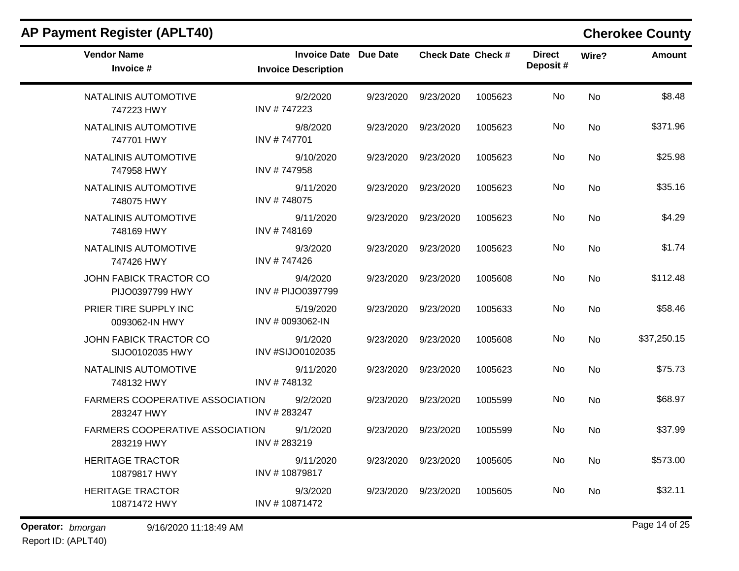# AP Payment Register (APLT40)

## Cherokee County

| Vendor Name / Invoice # | Invoice Date / Invoice Description | Due Date | Check Date | Check # | Direct Deposit # | Wire? | Amount |
|---|---|---|---|---|---|---|---|
| NATALINIS AUTOMOTIVE<br>747223 HWY | 9/2/2020<br>INV # 747223 | 9/23/2020 | 9/23/2020 | 1005623 | No | No | $8.48 |
| NATALINIS AUTOMOTIVE<br>747701 HWY | 9/8/2020<br>INV # 747701 | 9/23/2020 | 9/23/2020 | 1005623 | No | No | $371.96 |
| NATALINIS AUTOMOTIVE<br>747958 HWY | 9/10/2020<br>INV # 747958 | 9/23/2020 | 9/23/2020 | 1005623 | No | No | $25.98 |
| NATALINIS AUTOMOTIVE<br>748075 HWY | 9/11/2020<br>INV # 748075 | 9/23/2020 | 9/23/2020 | 1005623 | No | No | $35.16 |
| NATALINIS AUTOMOTIVE<br>748169 HWY | 9/11/2020<br>INV # 748169 | 9/23/2020 | 9/23/2020 | 1005623 | No | No | $4.29 |
| NATALINIS AUTOMOTIVE<br>747426 HWY | 9/3/2020<br>INV # 747426 | 9/23/2020 | 9/23/2020 | 1005623 | No | No | $1.74 |
| JOHN FABICK TRACTOR CO<br>PIJO0397799 HWY | 9/4/2020<br>INV # PIJO0397799 | 9/23/2020 | 9/23/2020 | 1005608 | No | No | $112.48 |
| PRIER TIRE SUPPLY INC<br>0093062-IN HWY | 5/19/2020<br>INV # 0093062-IN | 9/23/2020 | 9/23/2020 | 1005633 | No | No | $58.46 |
| JOHN FABICK TRACTOR CO<br>SIJO0102035 HWY | 9/1/2020<br>INV #SIJO0102035 | 9/23/2020 | 9/23/2020 | 1005608 | No | No | $37,250.15 |
| NATALINIS AUTOMOTIVE<br>748132 HWY | 9/11/2020<br>INV # 748132 | 9/23/2020 | 9/23/2020 | 1005623 | No | No | $75.73 |
| FARMERS COOPERATIVE ASSOCIATION<br>283247 HWY | 9/2/2020<br>INV # 283247 | 9/23/2020 | 9/23/2020 | 1005599 | No | No | $68.97 |
| FARMERS COOPERATIVE ASSOCIATION<br>283219 HWY | 9/1/2020<br>INV # 283219 | 9/23/2020 | 9/23/2020 | 1005599 | No | No | $37.99 |
| HERITAGE TRACTOR<br>10879817 HWY | 9/11/2020<br>INV # 10879817 | 9/23/2020 | 9/23/2020 | 1005605 | No | No | $573.00 |
| HERITAGE TRACTOR<br>10871472 HWY | 9/3/2020<br>INV # 10871472 | 9/23/2020 | 9/23/2020 | 1005605 | No | No | $32.11 |

**Operator:** *bmorgan* 9/16/2020 11:18:49 AM

Report ID: (APLT40)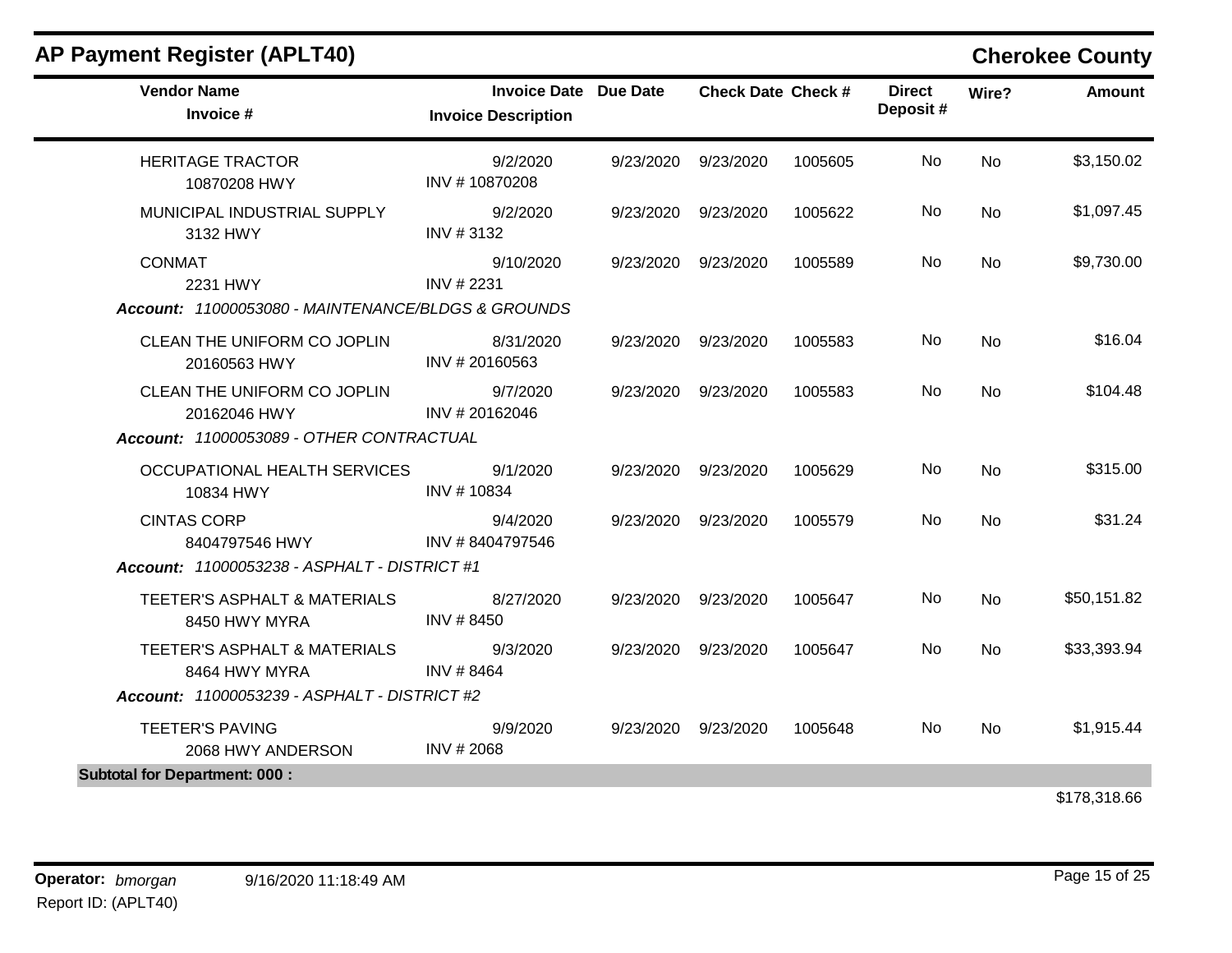## AP Payment Register (APLT40) — Cherokee County

| Vendor Name / Invoice # | Invoice Date / Invoice Description | Due Date | Check Date | Check # | Direct Deposit # | Wire? | Amount |
|---|---|---|---|---|---|---|---|
| HERITAGE TRACTOR<br>10870208 HWY | 9/2/2020<br>INV # 10870208 | 9/23/2020 | 9/23/2020 | 1005605 | No | No | $3,150.02 |
| MUNICIPAL INDUSTRIAL SUPPLY<br>3132 HWY | 9/2/2020<br>INV # 3132 | 9/23/2020 | 9/23/2020 | 1005622 | No | No | $1,097.45 |
| CONMAT<br>2231 HWY | 9/10/2020<br>INV # 2231 | 9/23/2020 | 9/23/2020 | 1005589 | No | No | $9,730.00 |
| ***Account:* 11000053080 - MAINTENANCE/BLDGS & GROUNDS** | | | | | | | |
| CLEAN THE UNIFORM CO JOPLIN<br>20160563 HWY | 8/31/2020<br>INV # 20160563 | 9/23/2020 | 9/23/2020 | 1005583 | No | No | $16.04 |
| CLEAN THE UNIFORM CO JOPLIN<br>20162046 HWY | 9/7/2020<br>INV # 20162046 | 9/23/2020 | 9/23/2020 | 1005583 | No | No | $104.48 |
| ***Account:* 11000053089 - OTHER CONTRACTUAL** | | | | | | | |
| OCCUPATIONAL HEALTH SERVICES<br>10834 HWY | 9/1/2020<br>INV # 10834 | 9/23/2020 | 9/23/2020 | 1005629 | No | No | $315.00 |
| CINTAS CORP<br>8404797546 HWY | 9/4/2020<br>INV # 8404797546 | 9/23/2020 | 9/23/2020 | 1005579 | No | No | $31.24 |
| ***Account:* 11000053238 - ASPHALT - DISTRICT #1** | | | | | | | |
| TEETER'S ASPHALT & MATERIALS<br>8450 HWY MYRA | 8/27/2020<br>INV # 8450 | 9/23/2020 | 9/23/2020 | 1005647 | No | No | $50,151.82 |
| TEETER'S ASPHALT & MATERIALS<br>8464 HWY MYRA | 9/3/2020<br>INV # 8464 | 9/23/2020 | 9/23/2020 | 1005647 | No | No | $33,393.94 |
| ***Account:* 11000053239 - ASPHALT - DISTRICT #2** | | | | | | | |
| TEETER'S PAVING<br>2068 HWY ANDERSON | 9/9/2020<br>INV # 2068 | 9/23/2020 | 9/23/2020 | 1005648 | No | No | $1,915.44 |
| **Subtotal for Department: 000 :** | | | | | | | $178,318.66 |

**Operator:** *bmorgan* 9/16/2020 11:18:49 AM
Report ID: (APLT40)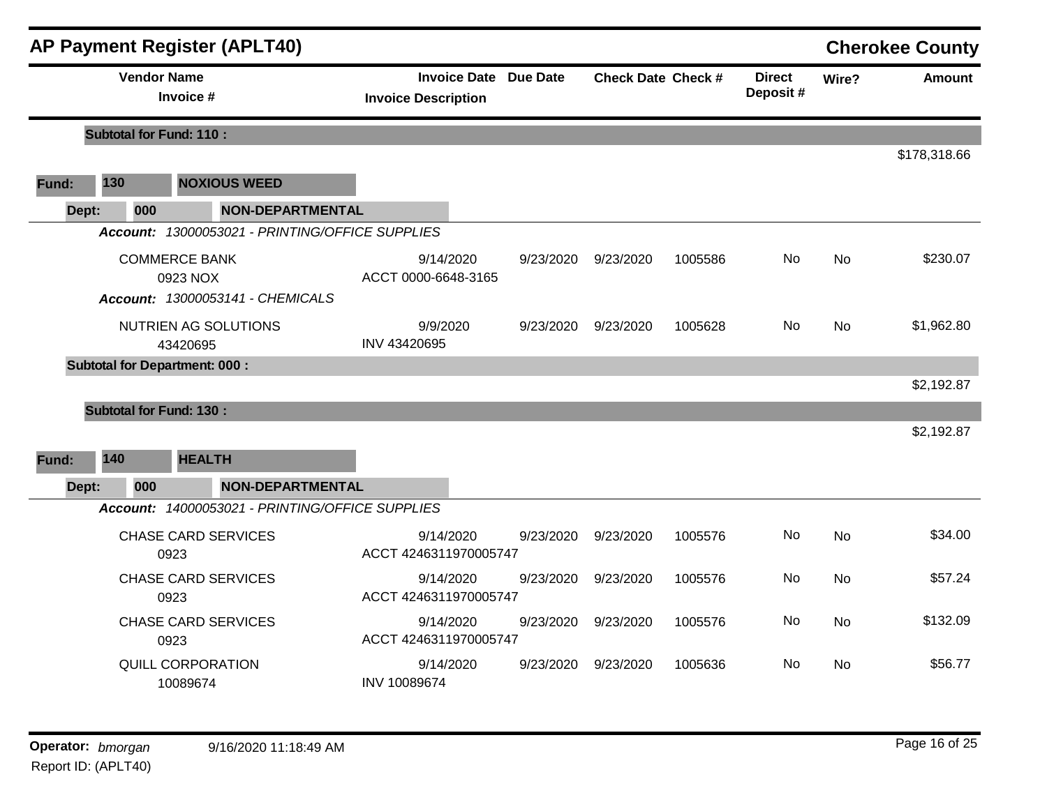## AP Payment Register (APLT40)

**Cherokee County**

| Vendor Name / Invoice # | Invoice Date / Invoice Description | Due Date | Check Date | Check # | Direct Deposit # | Wire? | Amount |
|---|---|---|---|---|---|---|---|
| **Subtotal for Fund: 110 :** | | | | | | | $178,318.66 |
| **Fund: 130 NOXIOUS WEED** | | | | | | | |
| **Dept: 000 NON-DEPARTMENTAL** | | | | | | | |
| ***Account: 13000053021 - PRINTING/OFFICE SUPPLIES*** | | | | | | | |
| COMMERCE BANK<br>0923 NOX | 9/14/2020<br>ACCT 0000-6648-3165 | 9/23/2020 | 9/23/2020 | 1005586 | No | No | $230.07 |
| ***Account: 13000053141 - CHEMICALS*** | | | | | | | |
| NUTRIEN AG SOLUTIONS<br>43420695 | 9/9/2020<br>INV 43420695 | 9/23/2020 | 9/23/2020 | 1005628 | No | No | $1,962.80 |
| **Subtotal for Department: 000 :** | | | | | | | $2,192.87 |
| **Subtotal for Fund: 130 :** | | | | | | | $2,192.87 |
| **Fund: 140 HEALTH** | | | | | | | |
| **Dept: 000 NON-DEPARTMENTAL** | | | | | | | |
| ***Account: 14000053021 - PRINTING/OFFICE SUPPLIES*** | | | | | | | |
| CHASE CARD SERVICES<br>0923 | 9/14/2020<br>ACCT 4246311970005747 | 9/23/2020 | 9/23/2020 | 1005576 | No | No | $34.00 |
| CHASE CARD SERVICES<br>0923 | 9/14/2020<br>ACCT 4246311970005747 | 9/23/2020 | 9/23/2020 | 1005576 | No | No | $57.24 |
| CHASE CARD SERVICES<br>0923 | 9/14/2020<br>ACCT 4246311970005747 | 9/23/2020 | 9/23/2020 | 1005576 | No | No | $132.09 |
| QUILL CORPORATION<br>10089674 | 9/14/2020<br>INV 10089674 | 9/23/2020 | 9/23/2020 | 1005636 | No | No | $56.77 |

**Operator:** *bmorgan* 9/16/2020 11:18:49 AM

Report ID: (APLT40)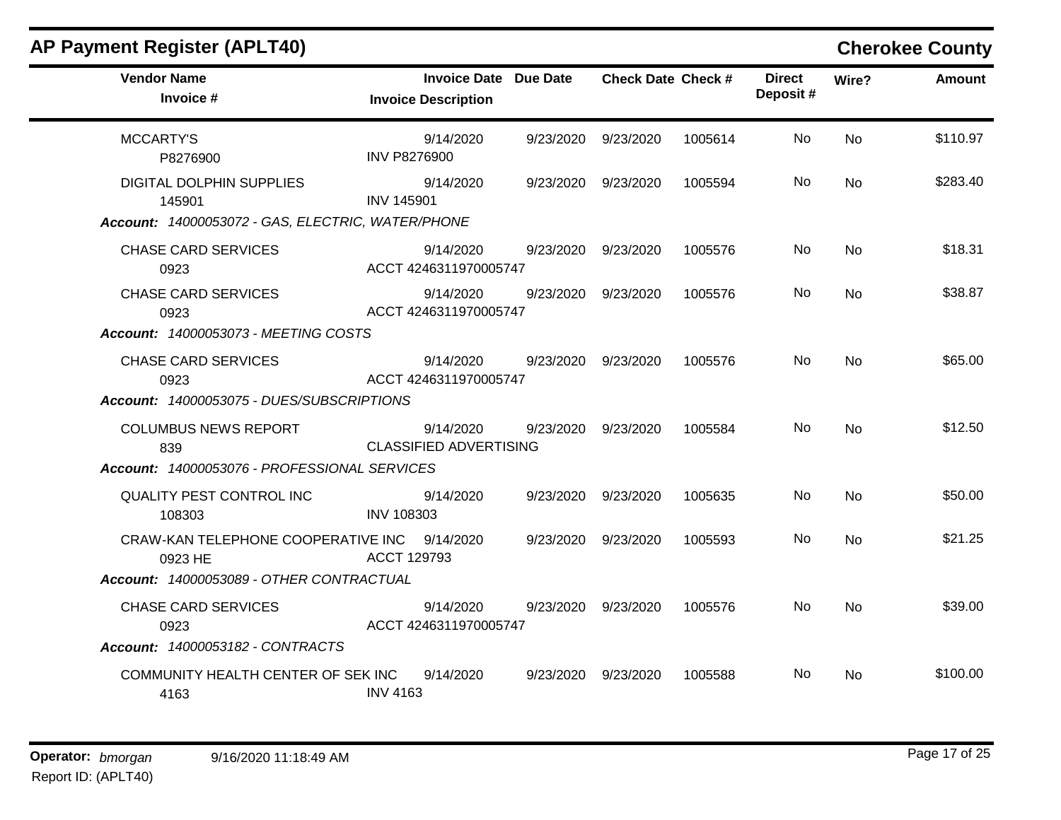## AP Payment Register (APLT40)

**Cherokee County**

| Vendor Name / Invoice # | Invoice Date / Invoice Description | Due Date | Check Date | Check # | Direct Deposit # | Wire? | Amount |
|---|---|---|---|---|---|---|---|
| MCCARTY'S<br>P8276900 | 9/14/2020<br>INV P8276900 | 9/23/2020 | 9/23/2020 | 1005614 | No | No | $110.97 |
| DIGITAL DOLPHIN SUPPLIES<br>145901 | 9/14/2020<br>INV 145901 | 9/23/2020 | 9/23/2020 | 1005594 | No | No | $283.40 |
| ***Account:*** *14000053072 - GAS, ELECTRIC, WATER/PHONE* | | | | | | | |
| CHASE CARD SERVICES<br>0923 | 9/14/2020<br>ACCT 4246311970005747 | 9/23/2020 | 9/23/2020 | 1005576 | No | No | $18.31 |
| CHASE CARD SERVICES<br>0923 | 9/14/2020<br>ACCT 4246311970005747 | 9/23/2020 | 9/23/2020 | 1005576 | No | No | $38.87 |
| ***Account:*** *14000053073 - MEETING COSTS* | | | | | | | |
| CHASE CARD SERVICES<br>0923 | 9/14/2020<br>ACCT 4246311970005747 | 9/23/2020 | 9/23/2020 | 1005576 | No | No | $65.00 |
| ***Account:*** *14000053075 - DUES/SUBSCRIPTIONS* | | | | | | | |
| COLUMBUS NEWS REPORT<br>839 | 9/14/2020<br>CLASSIFIED ADVERTISING | 9/23/2020 | 9/23/2020 | 1005584 | No | No | $12.50 |
| ***Account:*** *14000053076 - PROFESSIONAL SERVICES* | | | | | | | |
| QUALITY PEST CONTROL INC<br>108303 | 9/14/2020<br>INV 108303 | 9/23/2020 | 9/23/2020 | 1005635 | No | No | $50.00 |
| CRAW-KAN TELEPHONE COOPERATIVE INC<br>0923 HE | 9/14/2020<br>ACCT 129793 | 9/23/2020 | 9/23/2020 | 1005593 | No | No | $21.25 |
| ***Account:*** *14000053089 - OTHER CONTRACTUAL* | | | | | | | |
| CHASE CARD SERVICES<br>0923 | 9/14/2020<br>ACCT 4246311970005747 | 9/23/2020 | 9/23/2020 | 1005576 | No | No | $39.00 |
| ***Account:*** *14000053182 - CONTRACTS* | | | | | | | |
| COMMUNITY HEALTH CENTER OF SEK INC<br>4163 | 9/14/2020<br>INV 4163 | 9/23/2020 | 9/23/2020 | 1005588 | No | No | $100.00 |

**Operator:** *bmorgan* 9/16/2020 11:18:49 AM
Report ID: (APLT40)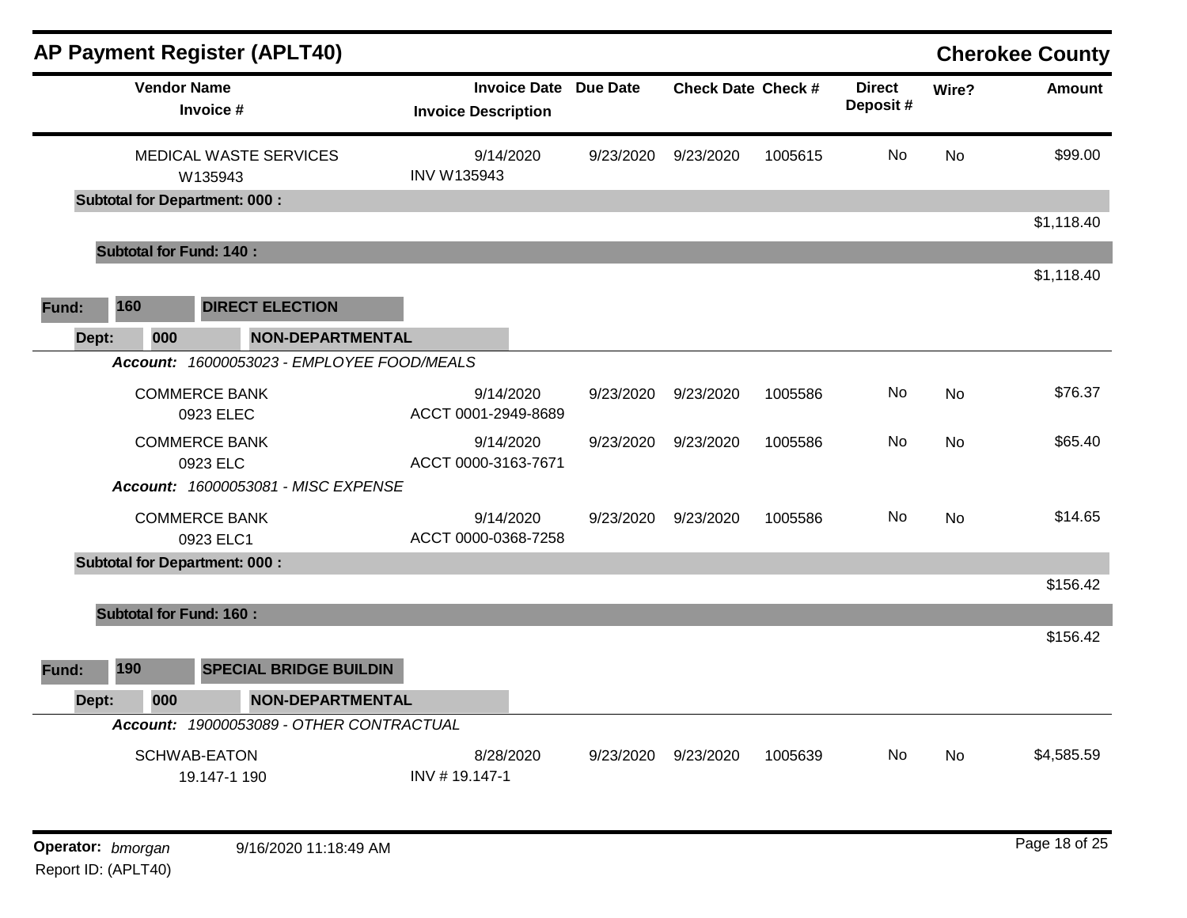## AP Payment Register (APLT40)

**Cherokee County**

| Vendor Name / Invoice # | Invoice Date / Invoice Description | Due Date | Check Date | Check # | Direct Deposit # | Wire? | Amount |
|---|---|---|---|---|---|---|---|
| MEDICAL WASTE SERVICES<br>W135943 | 9/14/2020<br>INV W135943 | 9/23/2020 | 9/23/2020 | 1005615 | No | No | $99.00 |
| **Subtotal for Department: 000 :** | | | | | | | $1,118.40 |
| **Subtotal for Fund: 140 :** | | | | | | | $1,118.40 |

**Fund: 160 DIRECT ELECTION**

**Dept: 000 NON-DEPARTMENTAL**

| Vendor Name / Invoice # | Invoice Date / Invoice Description | Due Date | Check Date | Check # | Direct Deposit # | Wire? | Amount |
|---|---|---|---|---|---|---|---|
| ***Account: 16000053023 - EMPLOYEE FOOD/MEALS*** | | | | | | | |
| COMMERCE BANK<br>0923 ELEC | 9/14/2020<br>ACCT 0001-2949-8689 | 9/23/2020 | 9/23/2020 | 1005586 | No | No | $76.37 |
| COMMERCE BANK<br>0923 ELC | 9/14/2020<br>ACCT 0000-3163-7671 | 9/23/2020 | 9/23/2020 | 1005586 | No | No | $65.40 |
| ***Account: 16000053081 - MISC EXPENSE*** | | | | | | | |
| COMMERCE BANK<br>0923 ELC1 | 9/14/2020<br>ACCT 0000-0368-7258 | 9/23/2020 | 9/23/2020 | 1005586 | No | No | $14.65 |
| **Subtotal for Department: 000 :** | | | | | | | $156.42 |
| **Subtotal for Fund: 160 :** | | | | | | | $156.42 |

**Fund: 190 SPECIAL BRIDGE BUILDIN**

**Dept: 000 NON-DEPARTMENTAL**

| Vendor Name / Invoice # | Invoice Date / Invoice Description | Due Date | Check Date | Check # | Direct Deposit # | Wire? | Amount |
|---|---|---|---|---|---|---|---|
| ***Account: 19000053089 - OTHER CONTRACTUAL*** | | | | | | | |
| SCHWAB-EATON<br>19.147-1 190 | 8/28/2020<br>INV # 19.147-1 | 9/23/2020 | 9/23/2020 | 1005639 | No | No | $4,585.59 |

**Operator:** *bmorgan* 9/16/2020 11:18:49 AM

Report ID: (APLT40)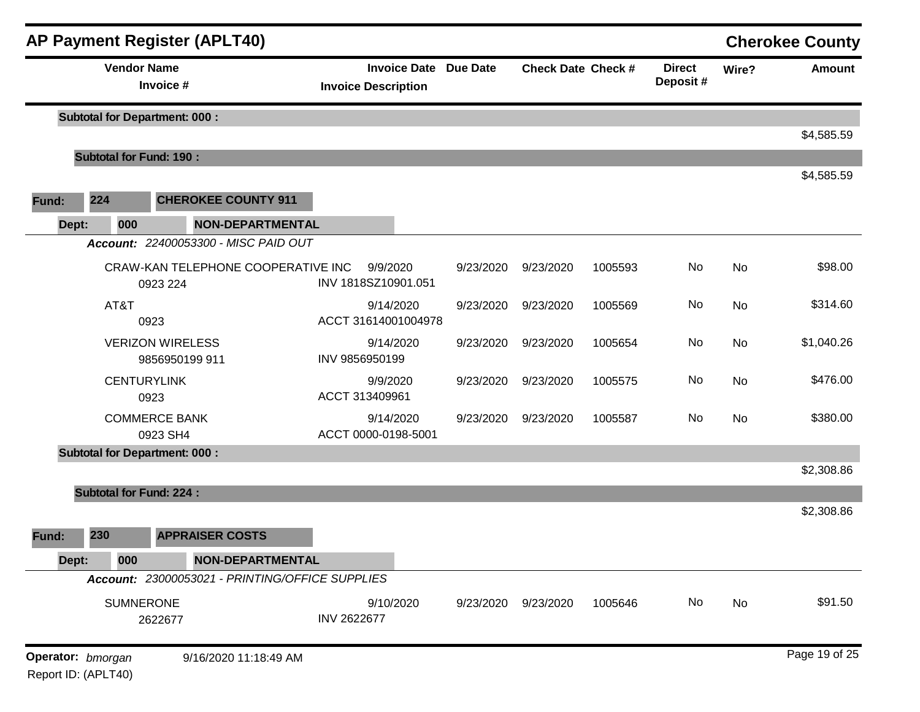## AP Payment Register (APLT40) — Cherokee County

| Vendor Name / Invoice # | Invoice Date / Invoice Description | Due Date | Check Date | Check # | Direct Deposit # | Wire? | Amount |
|---|---|---|---|---|---|---|---|
| **Subtotal for Department: 000 :** | | | | | | | $4,585.59 |
| **Subtotal for Fund: 190 :** | | | | | | | $4,585.59 |

**Fund: 224 CHEROKEE COUNTY 911**

**Dept: 000 NON-DEPARTMENTAL**

***Account:*** *22400053300 - MISC PAID OUT*

| Vendor Name / Invoice # | Invoice Date / Invoice Description | Due Date | Check Date | Check # | Direct Deposit # | Wire? | Amount |
|---|---|---|---|---|---|---|---|
| CRAW-KAN TELEPHONE COOPERATIVE INC / 0923 224 | 9/9/2020 / INV 1818SZ10901.051 | 9/23/2020 | 9/23/2020 | 1005593 | No | No | $98.00 |
| AT&T / 0923 | 9/14/2020 / ACCT 31614001004978 | 9/23/2020 | 9/23/2020 | 1005569 | No | No | $314.60 |
| VERIZON WIRELESS / 9856950199 911 | 9/14/2020 / INV 9856950199 | 9/23/2020 | 9/23/2020 | 1005654 | No | No | $1,040.26 |
| CENTURYLINK / 0923 | 9/9/2020 / ACCT 313409961 | 9/23/2020 | 9/23/2020 | 1005575 | No | No | $476.00 |
| COMMERCE BANK / 0923 SH4 | 9/14/2020 / ACCT 0000-0198-5001 | 9/23/2020 | 9/23/2020 | 1005587 | No | No | $380.00 |
| **Subtotal for Department: 000 :** | | | | | | | $2,308.86 |
| **Subtotal for Fund: 224 :** | | | | | | | $2,308.86 |

**Fund: 230 APPRAISER COSTS**

**Dept: 000 NON-DEPARTMENTAL**

***Account:*** *23000053021 - PRINTING/OFFICE SUPPLIES*

| Vendor Name / Invoice # | Invoice Date / Invoice Description | Due Date | Check Date | Check # | Direct Deposit # | Wire? | Amount |
|---|---|---|---|---|---|---|---|
| SUMNERONE / 2622677 | 9/10/2020 / INV 2622677 | 9/23/2020 | 9/23/2020 | 1005646 | No | No | $91.50 |

**Operator:** *bmorgan* 9/16/2020 11:18:49 AM

Report ID: (APLT40)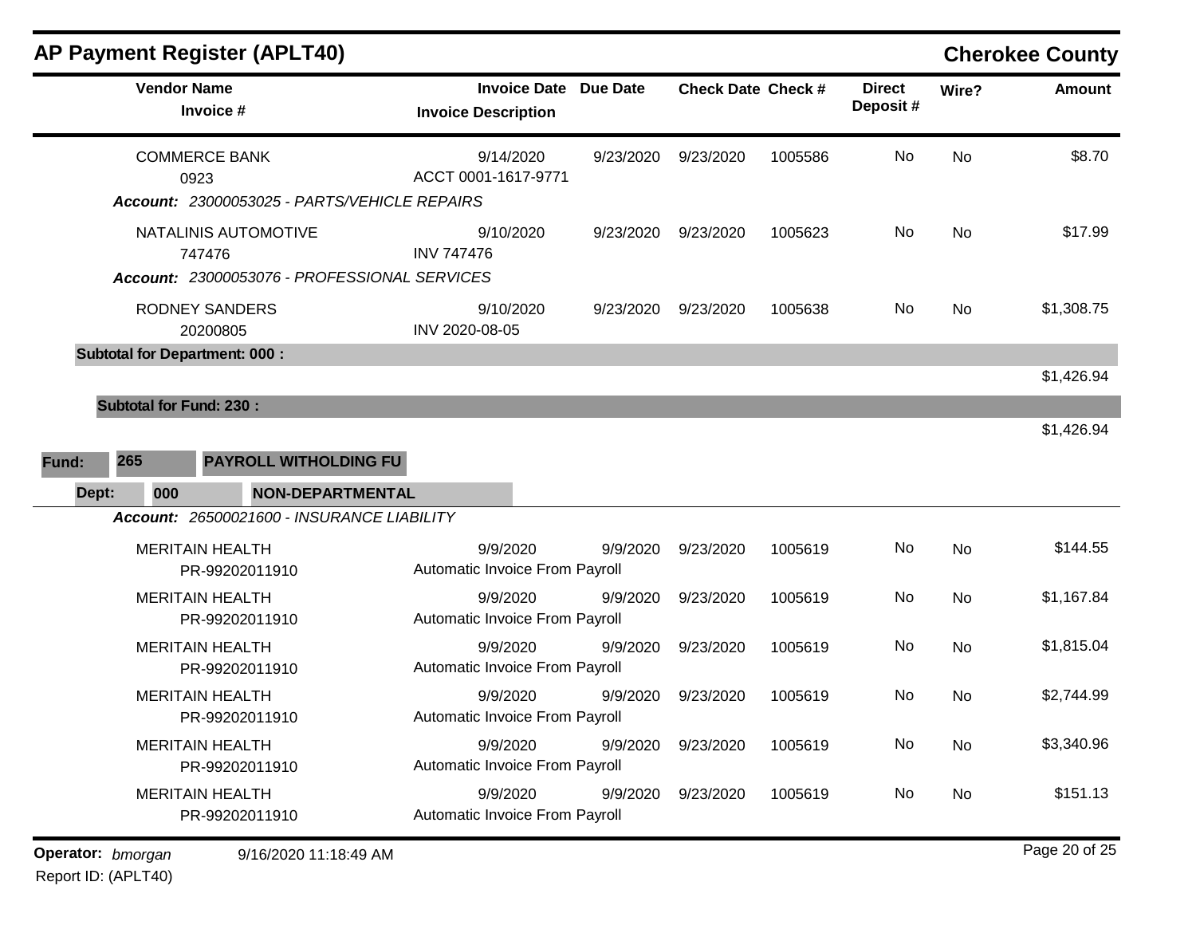## AP Payment Register (APLT40)

**Cherokee County**

| Vendor Name / Invoice # | Invoice Date / Invoice Description | Due Date | Check Date | Check # | Direct Deposit # | Wire? | Amount |
|---|---|---|---|---|---|---|---|
| COMMERCE BANK<br>0923 | 9/14/2020<br>ACCT 0001-1617-9771 | 9/23/2020 | 9/23/2020 | 1005586 | No | No | $8.70 |
| ***Account:*** *23000053025 - PARTS/VEHICLE REPAIRS* | | | | | | | |
| NATALINIS AUTOMOTIVE<br>747476 | 9/10/2020<br>INV 747476 | 9/23/2020 | 9/23/2020 | 1005623 | No | No | $17.99 |
| ***Account:*** *23000053076 - PROFESSIONAL SERVICES* | | | | | | | |
| RODNEY SANDERS<br>20200805 | 9/10/2020<br>INV 2020-08-05 | 9/23/2020 | 9/23/2020 | 1005638 | No | No | $1,308.75 |
| **Subtotal for Department: 000 :** | | | | | | | $1,426.94 |
| **Subtotal for Fund: 230 :** | | | | | | | $1,426.94 |

**Fund: 265 PAYROLL WITHOLDING FU**

**Dept: 000 NON-DEPARTMENTAL**

| Vendor Name / Invoice # | Invoice Date / Invoice Description | Due Date | Check Date | Check # | Direct Deposit # | Wire? | Amount |
|---|---|---|---|---|---|---|---|
| ***Account:*** *26500021600 - INSURANCE LIABILITY* | | | | | | | |
| MERITAIN HEALTH<br>PR-99202011910 | 9/9/2020<br>Automatic Invoice From Payroll | 9/9/2020 | 9/23/2020 | 1005619 | No | No | $144.55 |
| MERITAIN HEALTH<br>PR-99202011910 | 9/9/2020<br>Automatic Invoice From Payroll | 9/9/2020 | 9/23/2020 | 1005619 | No | No | $1,167.84 |
| MERITAIN HEALTH<br>PR-99202011910 | 9/9/2020<br>Automatic Invoice From Payroll | 9/9/2020 | 9/23/2020 | 1005619 | No | No | $1,815.04 |
| MERITAIN HEALTH<br>PR-99202011910 | 9/9/2020<br>Automatic Invoice From Payroll | 9/9/2020 | 9/23/2020 | 1005619 | No | No | $2,744.99 |
| MERITAIN HEALTH<br>PR-99202011910 | 9/9/2020<br>Automatic Invoice From Payroll | 9/9/2020 | 9/23/2020 | 1005619 | No | No | $3,340.96 |
| MERITAIN HEALTH<br>PR-99202011910 | 9/9/2020<br>Automatic Invoice From Payroll | 9/9/2020 | 9/23/2020 | 1005619 | No | No | $151.13 |

**Operator:** *bmorgan* 9/16/2020 11:18:49 AM

Report ID: (APLT40)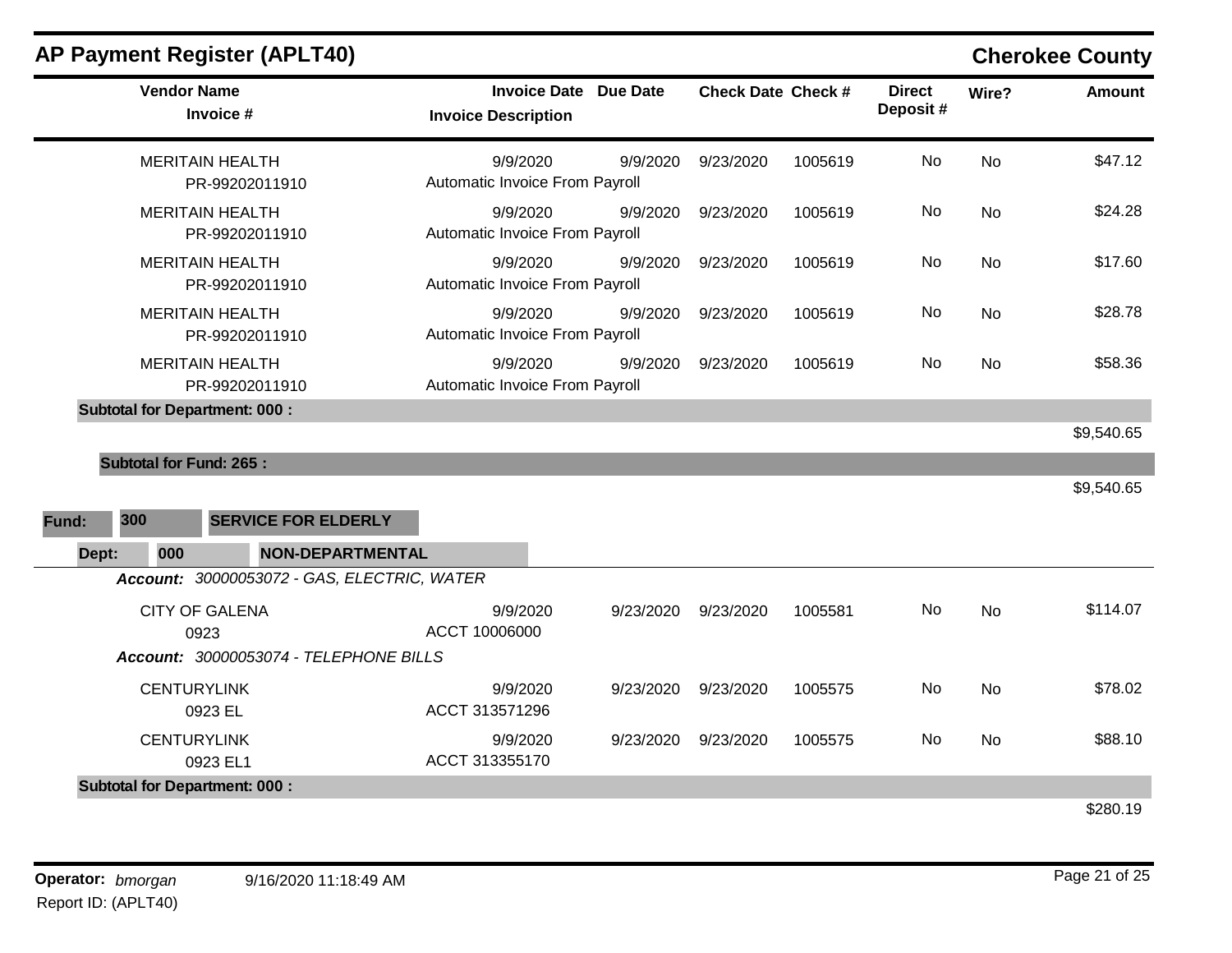# AP Payment Register (APLT40)

## Cherokee County

| Vendor Name / Invoice # | Invoice Date / Invoice Description | Due Date | Check Date | Check # | Direct Deposit # | Wire? | Amount |
|---|---|---|---|---|---|---|---|
| MERITAIN HEALTH PR-99202011910 | 9/9/2020 Automatic Invoice From Payroll | 9/9/2020 | 9/23/2020 | 1005619 | No | No | $47.12 |
| MERITAIN HEALTH PR-99202011910 | 9/9/2020 Automatic Invoice From Payroll | 9/9/2020 | 9/23/2020 | 1005619 | No | No | $24.28 |
| MERITAIN HEALTH PR-99202011910 | 9/9/2020 Automatic Invoice From Payroll | 9/9/2020 | 9/23/2020 | 1005619 | No | No | $17.60 |
| MERITAIN HEALTH PR-99202011910 | 9/9/2020 Automatic Invoice From Payroll | 9/9/2020 | 9/23/2020 | 1005619 | No | No | $28.78 |
| MERITAIN HEALTH PR-99202011910 | 9/9/2020 Automatic Invoice From Payroll | 9/9/2020 | 9/23/2020 | 1005619 | No | No | $58.36 |
| **Subtotal for Department: 000 :** | | | | | | | $9,540.65 |
| **Subtotal for Fund: 265 :** | | | | | | | $9,540.65 |

**Fund:** 300 **SERVICE FOR ELDERLY**

**Dept:** 000 **NON-DEPARTMENTAL**

| Vendor Name / Invoice # | Invoice Date / Invoice Description | Due Date | Check Date | Check # | Direct Deposit # | Wire? | Amount |
|---|---|---|---|---|---|---|---|
| ***Account:** 30000053072 - GAS, ELECTRIC, WATER* | | | | | | | |
| CITY OF GALENA 0923 | 9/9/2020 ACCT 10006000 | 9/23/2020 | 9/23/2020 | 1005581 | No | No | $114.07 |
| ***Account:** 30000053074 - TELEPHONE BILLS* | | | | | | | |
| CENTURYLINK 0923 EL | 9/9/2020 ACCT 313571296 | 9/23/2020 | 9/23/2020 | 1005575 | No | No | $78.02 |
| CENTURYLINK 0923 EL1 | 9/9/2020 ACCT 313355170 | 9/23/2020 | 9/23/2020 | 1005575 | No | No | $88.10 |
| **Subtotal for Department: 000 :** | | | | | | | $280.19 |

**Operator:** *bmorgan* 9/16/2020 11:18:49 AM

Report ID: (APLT40)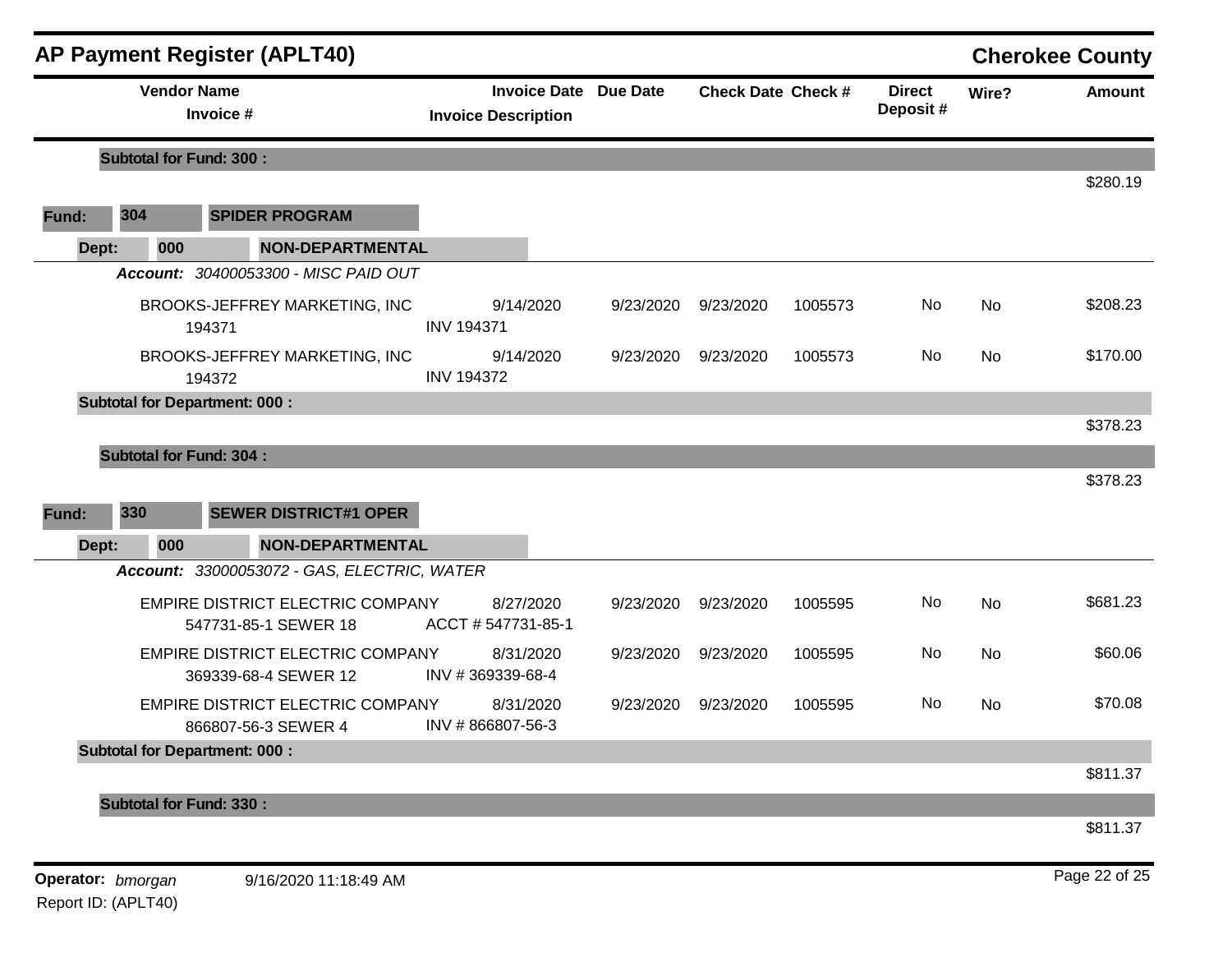## AP Payment Register (APLT40) — Cherokee County

| Vendor Name / Invoice # | Invoice Date / Invoice Description | Due Date | Check Date | Check # | Direct Deposit # | Wire? | Amount |
|---|---|---|---|---|---|---|---|
| **Subtotal for Fund: 300 :** | | | | | | | $280.19 |
| **Fund: 304 SPIDER PROGRAM** | | | | | | | |
| **Dept: 000 NON-DEPARTMENTAL** | | | | | | | |
| ***Account: 30400053300 - MISC PAID OUT*** | | | | | | | |
| BROOKS-JEFFREY MARKETING, INC 194371 | 9/14/2020 INV 194371 | 9/23/2020 | 9/23/2020 | 1005573 | No | No | $208.23 |
| BROOKS-JEFFREY MARKETING, INC 194372 | 9/14/2020 INV 194372 | 9/23/2020 | 9/23/2020 | 1005573 | No | No | $170.00 |
| **Subtotal for Department: 000 :** | | | | | | | $378.23 |
| **Subtotal for Fund: 304 :** | | | | | | | $378.23 |
| **Fund: 330 SEWER DISTRICT#1 OPER** | | | | | | | |
| **Dept: 000 NON-DEPARTMENTAL** | | | | | | | |
| ***Account: 33000053072 - GAS, ELECTRIC, WATER*** | | | | | | | |
| EMPIRE DISTRICT ELECTRIC COMPANY 547731-85-1 SEWER 18 | 8/27/2020 ACCT # 547731-85-1 | 9/23/2020 | 9/23/2020 | 1005595 | No | No | $681.23 |
| EMPIRE DISTRICT ELECTRIC COMPANY 369339-68-4 SEWER 12 | 8/31/2020 INV # 369339-68-4 | 9/23/2020 | 9/23/2020 | 1005595 | No | No | $60.06 |
| EMPIRE DISTRICT ELECTRIC COMPANY 866807-56-3 SEWER 4 | 8/31/2020 INV # 866807-56-3 | 9/23/2020 | 9/23/2020 | 1005595 | No | No | $70.08 |
| **Subtotal for Department: 000 :** | | | | | | | $811.37 |
| **Subtotal for Fund: 330 :** | | | | | | | $811.37 |

**Operator:** *bmorgan* 9/16/2020 11:18:49 AM
Report ID: (APLT40)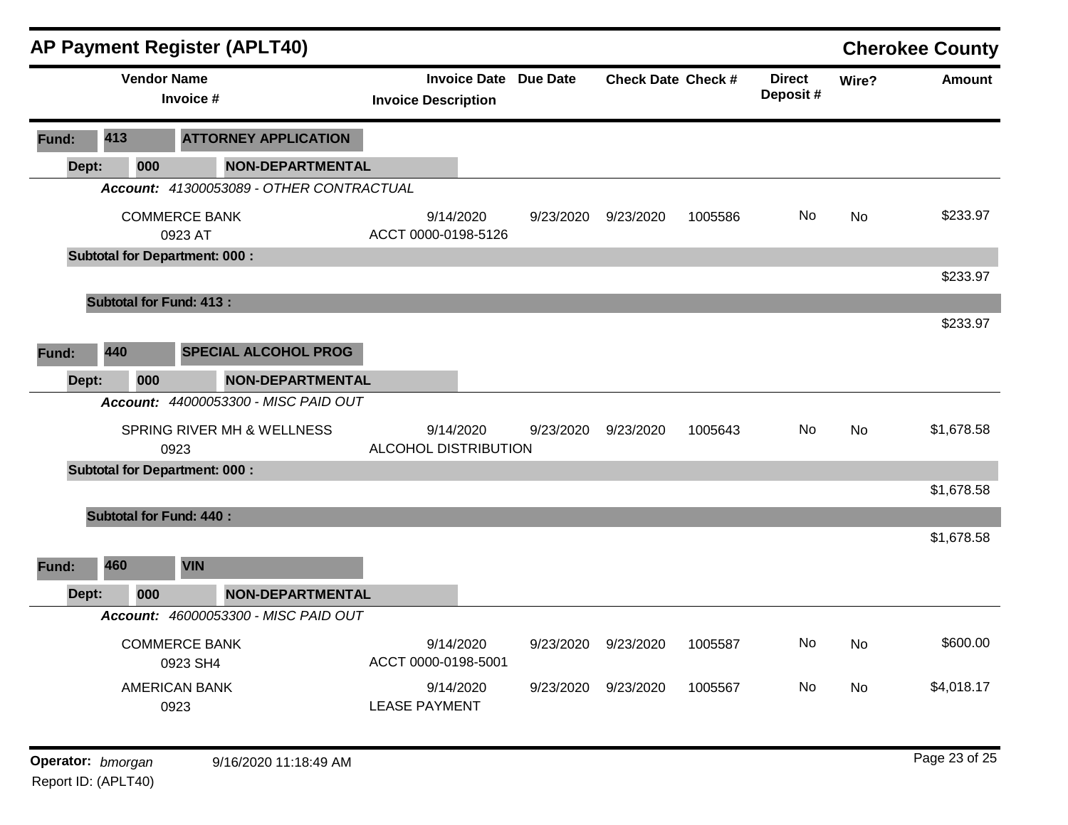# AP Payment Register (APLT40)

## Cherokee County

| Vendor Name / Invoice # | Invoice Date / Invoice Description | Due Date | Check Date | Check # | Direct Deposit # | Wire? | Amount |
|---|---|---|---|---|---|---|---|
| **Fund: 413 ATTORNEY APPLICATION** | | | | | | | |
| **Dept: 000 NON-DEPARTMENTAL** | | | | | | | |
| ***Account: 41300053089 - OTHER CONTRACTUAL*** | | | | | | | |
| COMMERCE BANK<br>0923 AT | 9/14/2020<br>ACCT 0000-0198-5126 | 9/23/2020 | 9/23/2020 | 1005586 | No | No | $233.97 |
| **Subtotal for Department: 000 :** | | | | | | | $233.97 |
| **Subtotal for Fund: 413 :** | | | | | | | $233.97 |
| **Fund: 440 SPECIAL ALCOHOL PROG** | | | | | | | |
| **Dept: 000 NON-DEPARTMENTAL** | | | | | | | |
| ***Account: 44000053300 - MISC PAID OUT*** | | | | | | | |
| SPRING RIVER MH & WELLNESS<br>0923 | 9/14/2020<br>ALCOHOL DISTRIBUTION | 9/23/2020 | 9/23/2020 | 1005643 | No | No | $1,678.58 |
| **Subtotal for Department: 000 :** | | | | | | | $1,678.58 |
| **Subtotal for Fund: 440 :** | | | | | | | $1,678.58 |
| **Fund: 460 VIN** | | | | | | | |
| **Dept: 000 NON-DEPARTMENTAL** | | | | | | | |
| ***Account: 46000053300 - MISC PAID OUT*** | | | | | | | |
| COMMERCE BANK<br>0923 SH4 | 9/14/2020<br>ACCT 0000-0198-5001 | 9/23/2020 | 9/23/2020 | 1005587 | No | No | $600.00 |
| AMERICAN BANK<br>0923 | 9/14/2020<br>LEASE PAYMENT | 9/23/2020 | 9/23/2020 | 1005567 | No | No | $4,018.17 |

**Operator:** *bmorgan* 9/16/2020 11:18:49 AM

Report ID: (APLT40)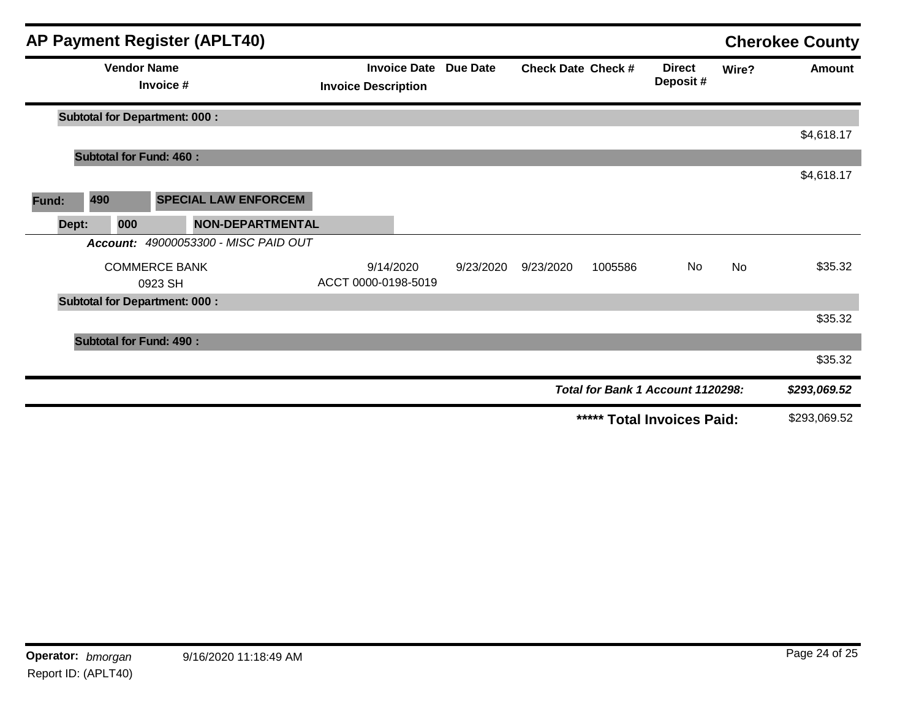# AP Payment Register (APLT40)

**Cherokee County**

| Vendor Name / Invoice # | Invoice Date / Invoice Description | Due Date | Check Date | Check # | Direct Deposit # | Wire? | Amount |
|---|---|---|---|---|---|---|---|
| **Subtotal for Department: 000 :** | | | | | | | $4,618.17 |
| **Subtotal for Fund: 460 :** | | | | | | | $4,618.17 |
| **Fund: 490 SPECIAL LAW ENFORCEM** | | | | | | | |
| **Dept: 000 NON-DEPARTMENTAL** | | | | | | | |
| ***Account:*** *49000053300 - MISC PAID OUT* | | | | | | | |
| COMMERCE BANK<br>0923 SH | 9/14/2020<br>ACCT 0000-0198-5019 | 9/23/2020 | 9/23/2020 | 1005586 | No | No | $35.32 |
| **Subtotal for Department: 000 :** | | | | | | | $35.32 |
| **Subtotal for Fund: 490 :** | | | | | | | $35.32 |
| | | | | | ***Total for Bank 1 Account 1120298:*** | | ***$293,069.52*** |
| | | | | | **\*\*\*\*\* Total Invoices Paid:** | | $293,069.52 |

**Operator:** *bmorgan* 9/16/2020 11:18:49 AM

Report ID: (APLT40)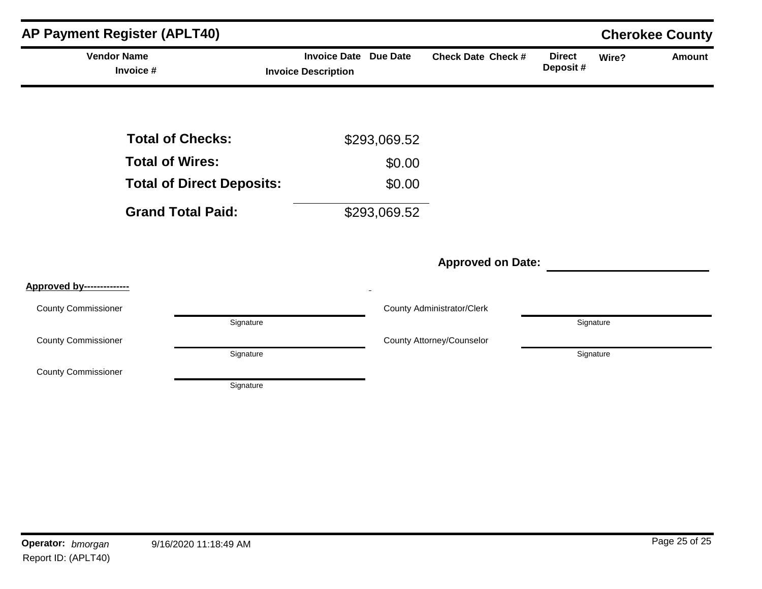| Vendor Name Invoice # | Invoice Date Invoice Description | Due Date | Check Date | Check # | Direct Deposit # | Wire? | Amount |
|---|---|---|---|---|---|---|---|

| | |
|---|---|
| **Total of Checks:** | $293,069.52 |
| **Total of Wires:** | $0.00 |
| **Total of Direct Deposits:** | $0.00 |
| **Grand Total Paid:** | $293,069.52 |

**Approved on Date:** ______________________

**Approved by--------------**

County Commissioner ______________________
Signature

County Administrator/Clerk ______________________
Signature

County Commissioner ______________________
Signature

County Attorney/Counselor ______________________
Signature

County Commissioner ______________________
Signature

**Operator:** *bmorgan* 9/16/2020 11:18:49 AM
Report ID: (APLT40)